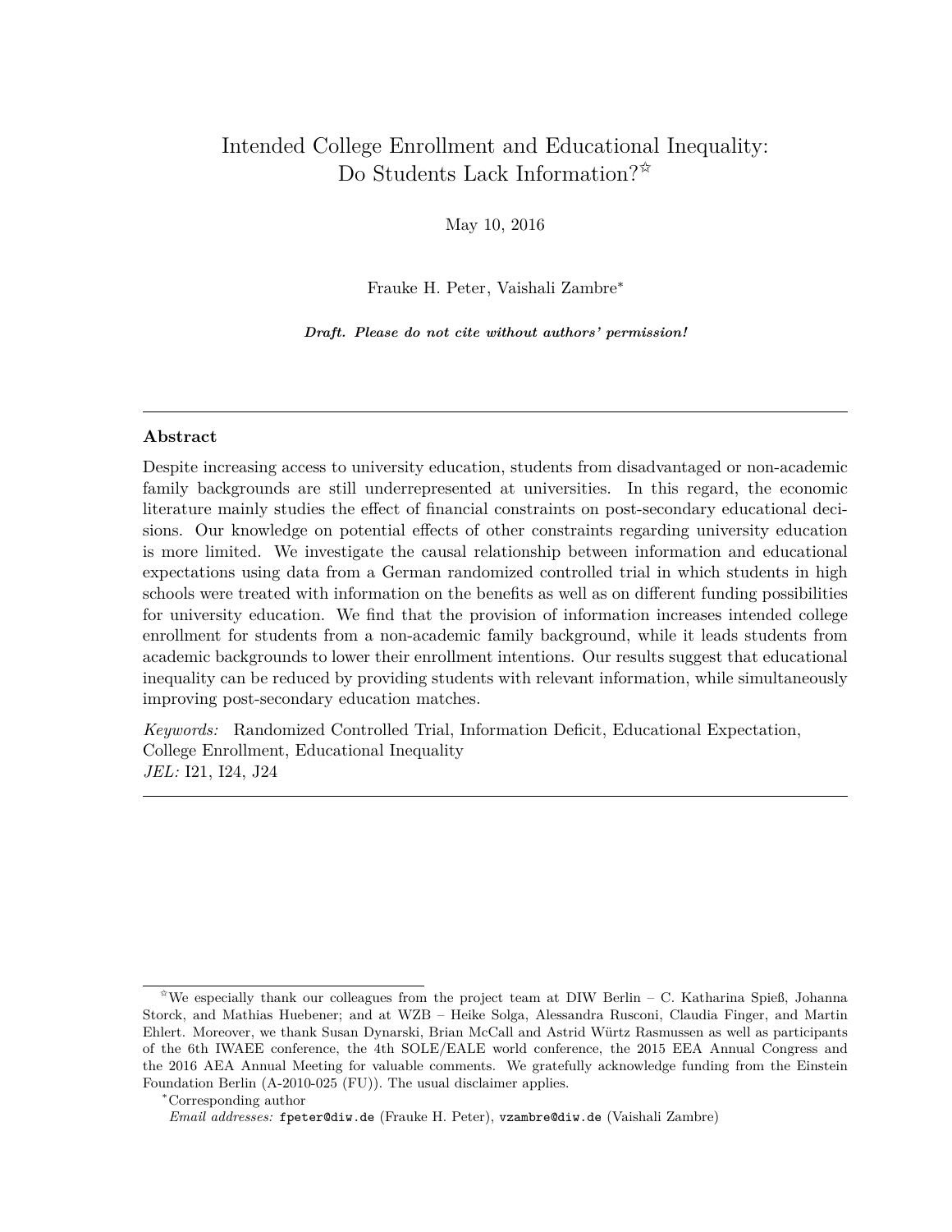# Intended College Enrollment and Educational Inequality: Do Students Lack Information?[☆]

May 10, 2016

Frauke H. Peter, Vaishali Zambre[*]

***Draft. Please do not cite without authors' permission!***

---

## Abstract

Despite increasing access to university education, students from disadvantaged or non-academic family backgrounds are still underrepresented at universities. In this regard, the economic literature mainly studies the effect of financial constraints on post-secondary educational decisions. Our knowledge on potential effects of other constraints regarding university education is more limited. We investigate the causal relationship between information and educational expectations using data from a German randomized controlled trial in which students in high schools were treated with information on the benefits as well as on different funding possibilities for university education. We find that the provision of information increases intended college enrollment for students from a non-academic family background, while it leads students from academic backgrounds to lower their enrollment intentions. Our results suggest that educational inequality can be reduced by providing students with relevant information, while simultaneously improving post-secondary education matches.

*Keywords:* Randomized Controlled Trial, Information Deficit, Educational Expectation, College Enrollment, Educational Inequality
*JEL:* I21, I24, J24

---

[☆] We especially thank our colleagues from the project team at DIW Berlin – C. Katharina Spieß, Johanna Storck, and Mathias Huebener; and at WZB – Heike Solga, Alessandra Rusconi, Claudia Finger, and Martin Ehlert. Moreover, we thank Susan Dynarski, Brian McCall and Astrid Würtz Rasmussen as well as participants of the 6th IWAEE conference, the 4th SOLE/EALE world conference, the 2015 EEA Annual Congress and the 2016 AEA Annual Meeting for valuable comments. We gratefully acknowledge funding from the Einstein Foundation Berlin (A-2010-025 (FU)). The usual disclaimer applies.

[*] Corresponding author

*Email addresses:* fpeter@diw.de (Frauke H. Peter), vzambre@diw.de (Vaishali Zambre)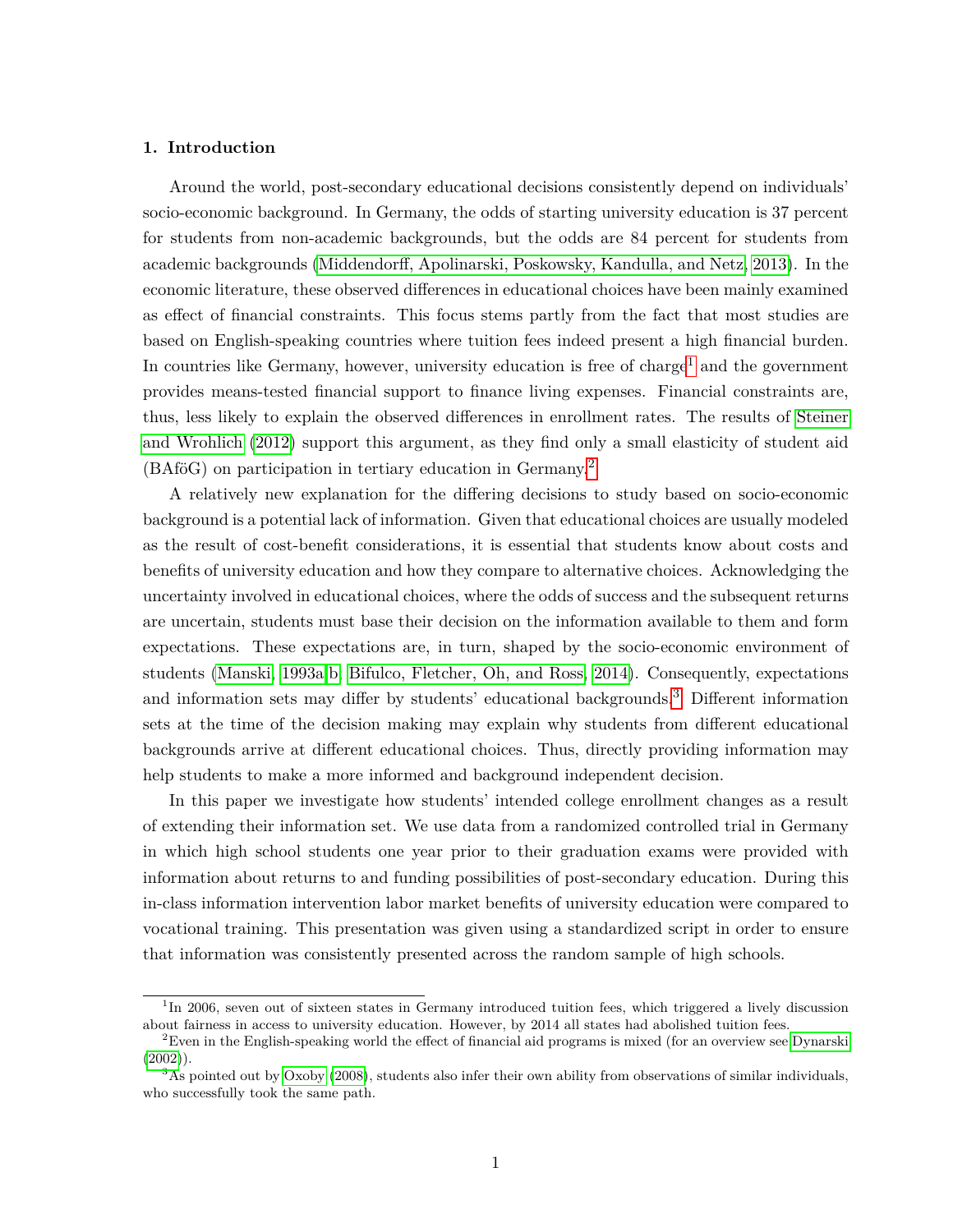## 1. Introduction

Around the world, post-secondary educational decisions consistently depend on individuals' socio-economic background. In Germany, the odds of starting university education is 37 percent for students from non-academic backgrounds, but the odds are 84 percent for students from academic backgrounds (Middendorff, Apolinarski, Poskowsky, Kandulla, and Netz, 2013). In the economic literature, these observed differences in educational choices have been mainly examined as effect of financial constraints. This focus stems partly from the fact that most studies are based on English-speaking countries where tuition fees indeed present a high financial burden. In countries like Germany, however, university education is free of charge[1] and the government provides means-tested financial support to finance living expenses. Financial constraints are, thus, less likely to explain the observed differences in enrollment rates. The results of Steiner and Wrohlich (2012) support this argument, as they find only a small elasticity of student aid (BAföG) on participation in tertiary education in Germany.[2]

A relatively new explanation for the differing decisions to study based on socio-economic background is a potential lack of information. Given that educational choices are usually modeled as the result of cost-benefit considerations, it is essential that students know about costs and benefits of university education and how they compare to alternative choices. Acknowledging the uncertainty involved in educational choices, where the odds of success and the subsequent returns are uncertain, students must base their decision on the information available to them and form expectations. These expectations are, in turn, shaped by the socio-economic environment of students (Manski, 1993a,b; Bifulco, Fletcher, Oh, and Ross, 2014). Consequently, expectations and information sets may differ by students' educational backgrounds.[3] Different information sets at the time of the decision making may explain why students from different educational backgrounds arrive at different educational choices. Thus, directly providing information may help students to make a more informed and background independent decision.

In this paper we investigate how students' intended college enrollment changes as a result of extending their information set. We use data from a randomized controlled trial in Germany in which high school students one year prior to their graduation exams were provided with information about returns to and funding possibilities of post-secondary education. During this in-class information intervention labor market benefits of university education were compared to vocational training. This presentation was given using a standardized script in order to ensure that information was consistently presented across the random sample of high schools.

[1] In 2006, seven out of sixteen states in Germany introduced tuition fees, which triggered a lively discussion about fairness in access to university education. However, by 2014 all states had abolished tuition fees.

[2] Even in the English-speaking world the effect of financial aid programs is mixed (for an overview see Dynarski (2002)).

[3] As pointed out by Oxoby (2008), students also infer their own ability from observations of similar individuals, who successfully took the same path.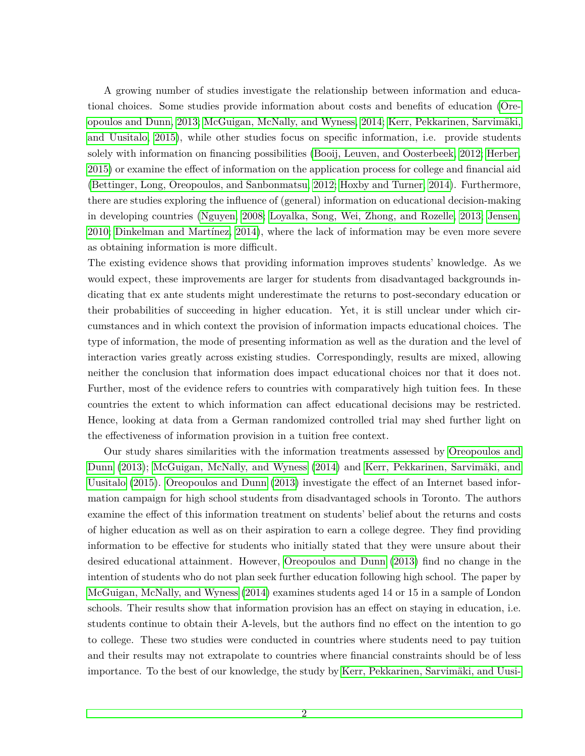A growing number of studies investigate the relationship between information and educational choices. Some studies provide information about costs and benefits of education (Oreopoulos and Dunn, 2013; McGuigan, McNally, and Wyness, 2014; Kerr, Pekkarinen, Sarvimäki, and Uusitalo, 2015), while other studies focus on specific information, i.e. provide students solely with information on financing possibilities (Booij, Leuven, and Oosterbeek, 2012; Herber, 2015) or examine the effect of information on the application process for college and financial aid (Bettinger, Long, Oreopoulos, and Sanbonmatsu, 2012; Hoxby and Turner, 2014). Furthermore, there are studies exploring the influence of (general) information on educational decision-making in developing countries (Nguyen, 2008; Loyalka, Song, Wei, Zhong, and Rozelle, 2013; Jensen, 2010; Dinkelman and Martínez, 2014), where the lack of information may be even more severe as obtaining information is more difficult.

The existing evidence shows that providing information improves students' knowledge. As we would expect, these improvements are larger for students from disadvantaged backgrounds indicating that ex ante students might underestimate the returns to post-secondary education or their probabilities of succeeding in higher education. Yet, it is still unclear under which circumstances and in which context the provision of information impacts educational choices. The type of information, the mode of presenting information as well as the duration and the level of interaction varies greatly across existing studies. Correspondingly, results are mixed, allowing neither the conclusion that information does impact educational choices nor that it does not. Further, most of the evidence refers to countries with comparatively high tuition fees. In these countries the extent to which information can affect educational decisions may be restricted. Hence, looking at data from a German randomized controlled trial may shed further light on the effectiveness of information provision in a tuition free context.

Our study shares similarities with the information treatments assessed by Oreopoulos and Dunn (2013); McGuigan, McNally, and Wyness (2014) and Kerr, Pekkarinen, Sarvimäki, and Uusitalo (2015). Oreopoulos and Dunn (2013) investigate the effect of an Internet based information campaign for high school students from disadvantaged schools in Toronto. The authors examine the effect of this information treatment on students' belief about the returns and costs of higher education as well as on their aspiration to earn a college degree. They find providing information to be effective for students who initially stated that they were unsure about their desired educational attainment. However, Oreopoulos and Dunn (2013) find no change in the intention of students who do not plan seek further education following high school. The paper by McGuigan, McNally, and Wyness (2014) examines students aged 14 or 15 in a sample of London schools. Their results show that information provision has an effect on staying in education, i.e. students continue to obtain their A-levels, but the authors find no effect on the intention to go to college. These two studies were conducted in countries where students need to pay tuition and their results may not extrapolate to countries where financial constraints should be of less importance. To the best of our knowledge, the study by Kerr, Pekkarinen, Sarvimäki, and Uusi-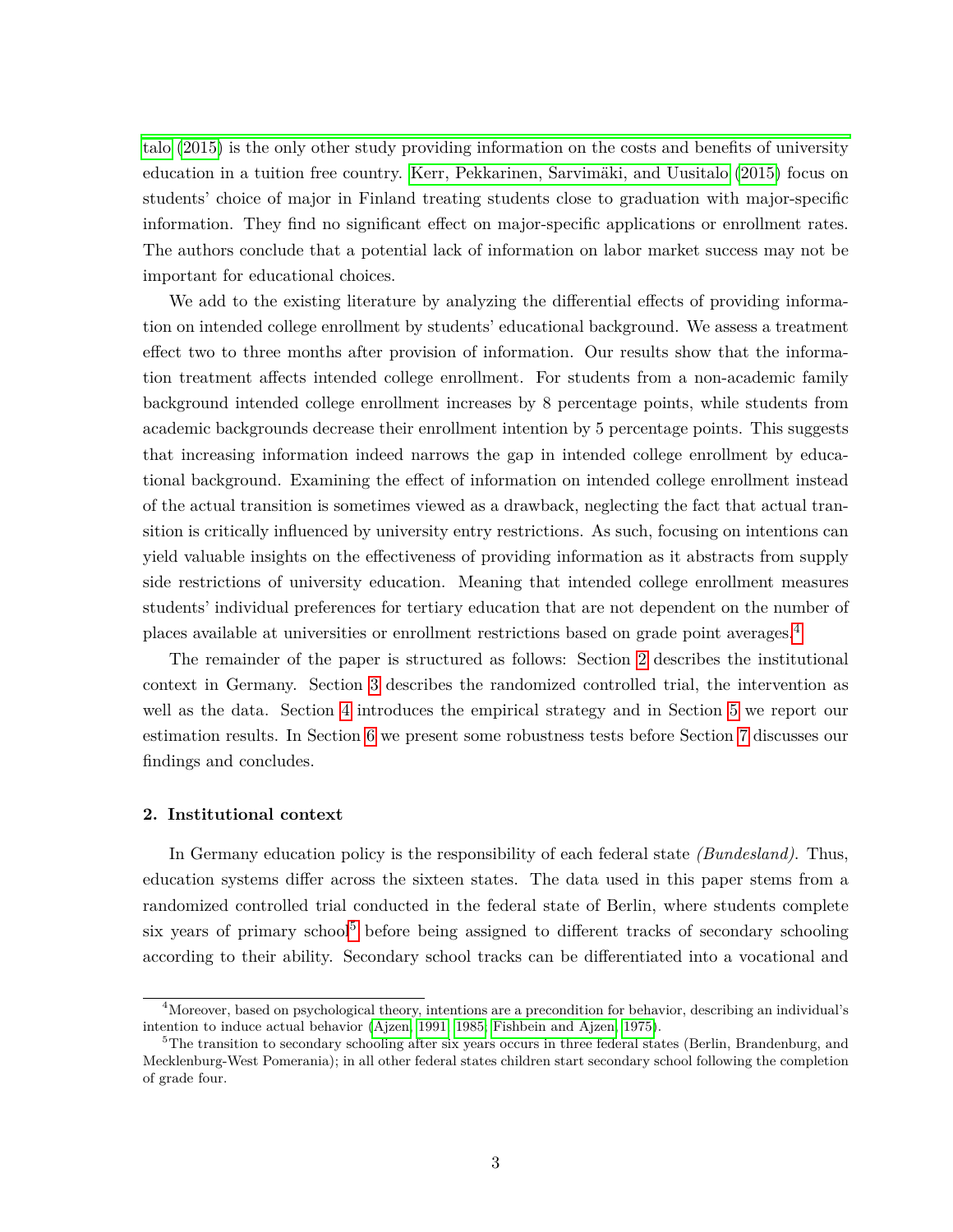talo (2015) is the only other study providing information on the costs and benefits of university education in a tuition free country. Kerr, Pekkarinen, Sarvimäki, and Uusitalo (2015) focus on students' choice of major in Finland treating students close to graduation with major-specific information. They find no significant effect on major-specific applications or enrollment rates. The authors conclude that a potential lack of information on labor market success may not be important for educational choices.

We add to the existing literature by analyzing the differential effects of providing information on intended college enrollment by students' educational background. We assess a treatment effect two to three months after provision of information. Our results show that the information treatment affects intended college enrollment. For students from a non-academic family background intended college enrollment increases by 8 percentage points, while students from academic backgrounds decrease their enrollment intention by 5 percentage points. This suggests that increasing information indeed narrows the gap in intended college enrollment by educational background. Examining the effect of information on intended college enrollment instead of the actual transition is sometimes viewed as a drawback, neglecting the fact that actual transition is critically influenced by university entry restrictions. As such, focusing on intentions can yield valuable insights on the effectiveness of providing information as it abstracts from supply side restrictions of university education. Meaning that intended college enrollment measures students' individual preferences for tertiary education that are not dependent on the number of places available at universities or enrollment restrictions based on grade point averages.[4]

The remainder of the paper is structured as follows: Section 2 describes the institutional context in Germany. Section 3 describes the randomized controlled trial, the intervention as well as the data. Section 4 introduces the empirical strategy and in Section 5 we report our estimation results. In Section 6 we present some robustness tests before Section 7 discusses our findings and concludes.

## 2. Institutional context

In Germany education policy is the responsibility of each federal state *(Bundesland)*. Thus, education systems differ across the sixteen states. The data used in this paper stems from a randomized controlled trial conducted in the federal state of Berlin, where students complete six years of primary school[5] before being assigned to different tracks of secondary schooling according to their ability. Secondary school tracks can be differentiated into a vocational and

[4]Moreover, based on psychological theory, intentions are a precondition for behavior, describing an individual's intention to induce actual behavior (Ajzen, 1991, 1985; Fishbein and Ajzen, 1975).

[5]The transition to secondary schooling after six years occurs in three federal states (Berlin, Brandenburg, and Mecklenburg-West Pomerania); in all other federal states children start secondary school following the completion of grade four.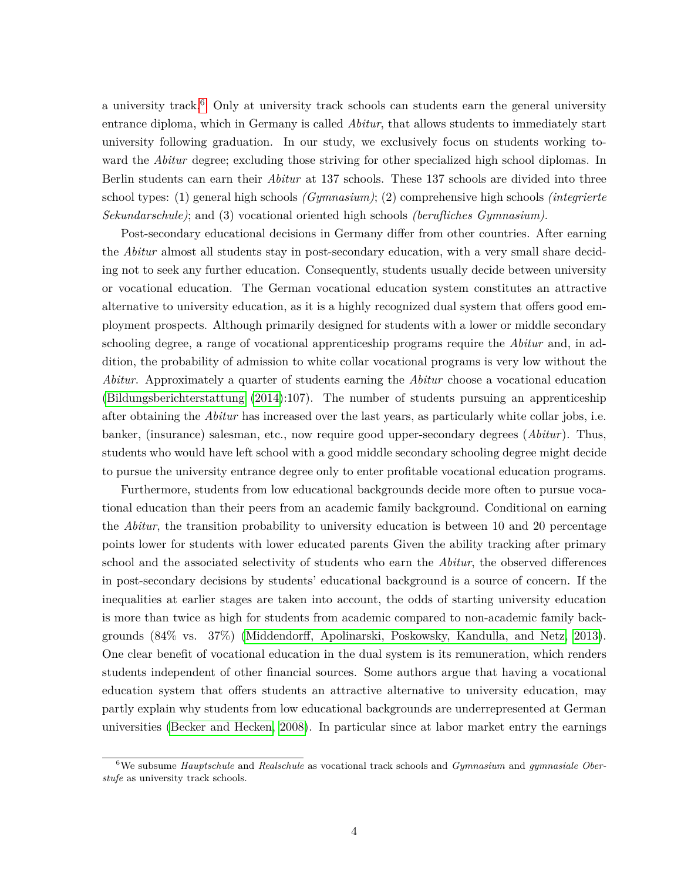a university track.[6] Only at university track schools can students earn the general university entrance diploma, which in Germany is called *Abitur*, that allows students to immediately start university following graduation. In our study, we exclusively focus on students working toward the *Abitur* degree; excluding those striving for other specialized high school diplomas. In Berlin students can earn their *Abitur* at 137 schools. These 137 schools are divided into three school types: (1) general high schools *(Gymnasium)*; (2) comprehensive high schools *(integrierte Sekundarschule)*; and (3) vocational oriented high schools *(berufliches Gymnasium)*.

Post-secondary educational decisions in Germany differ from other countries. After earning the *Abitur* almost all students stay in post-secondary education, with a very small share deciding not to seek any further education. Consequently, students usually decide between university or vocational education. The German vocational education system constitutes an attractive alternative to university education, as it is a highly recognized dual system that offers good employment prospects. Although primarily designed for students with a lower or middle secondary schooling degree, a range of vocational apprenticeship programs require the *Abitur* and, in addition, the probability of admission to white collar vocational programs is very low without the *Abitur*. Approximately a quarter of students earning the *Abitur* choose a vocational education (Bildungsberichterstattung (2014):107). The number of students pursuing an apprenticeship after obtaining the *Abitur* has increased over the last years, as particularly white collar jobs, i.e. banker, (insurance) salesman, etc., now require good upper-secondary degrees (*Abitur*). Thus, students who would have left school with a good middle secondary schooling degree might decide to pursue the university entrance degree only to enter profitable vocational education programs.

Furthermore, students from low educational backgrounds decide more often to pursue vocational education than their peers from an academic family background. Conditional on earning the *Abitur*, the transition probability to university education is between 10 and 20 percentage points lower for students with lower educated parents Given the ability tracking after primary school and the associated selectivity of students who earn the *Abitur*, the observed differences in post-secondary decisions by students' educational background is a source of concern. If the inequalities at earlier stages are taken into account, the odds of starting university education is more than twice as high for students from academic compared to non-academic family backgrounds (84% vs. 37%) (Middendorff, Apolinarski, Poskowsky, Kandulla, and Netz, 2013). One clear benefit of vocational education in the dual system is its remuneration, which renders students independent of other financial sources. Some authors argue that having a vocational education system that offers students an attractive alternative to university education, may partly explain why students from low educational backgrounds are underrepresented at German universities (Becker and Hecken, 2008). In particular since at labor market entry the earnings

[6] We subsume *Hauptschule* and *Realschule* as vocational track schools and *Gymnasium* and *gymnasiale Oberstufe* as university track schools.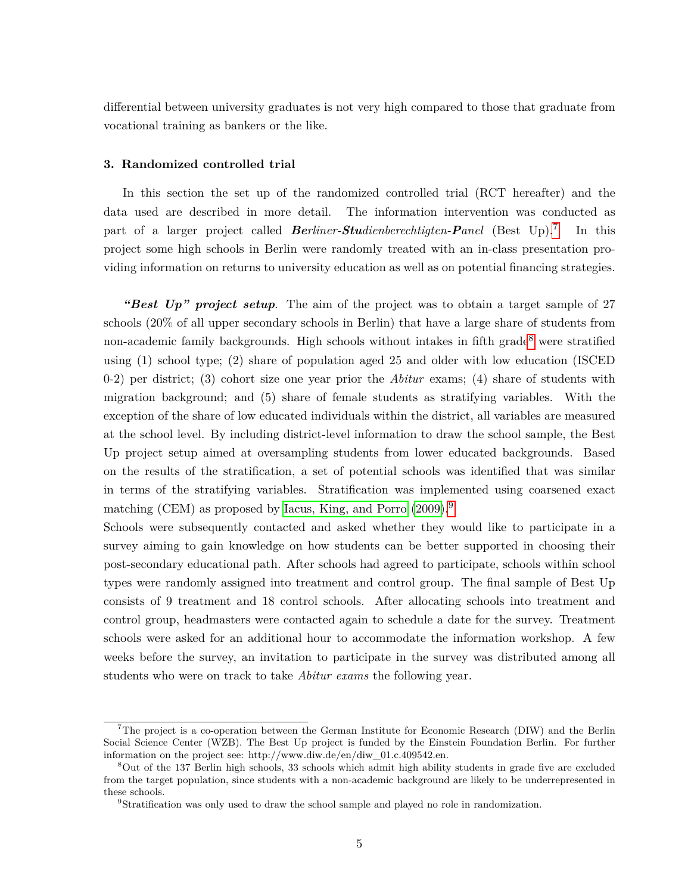differential between university graduates is not very high compared to those that graduate from vocational training as bankers or the like.

## 3. Randomized controlled trial

In this section the set up of the randomized controlled trial (RCT hereafter) and the data used are described in more detail. The information intervention was conducted as part of a larger project called ***Be****rliner*-***Stu****dienberechtigten*-***P****anel* (Best Up).[7] In this project some high schools in Berlin were randomly treated with an in-class presentation providing information on returns to university education as well as on potential financing strategies.

***"Best Up" project setup***. The aim of the project was to obtain a target sample of 27 schools (20% of all upper secondary schools in Berlin) that have a large share of students from non-academic family backgrounds. High schools without intakes in fifth grade[8] were stratified using (1) school type; (2) share of population aged 25 and older with low education (ISCED 0-2) per district; (3) cohort size one year prior the *Abitur* exams; (4) share of students with migration background; and (5) share of female students as stratifying variables. With the exception of the share of low educated individuals within the district, all variables are measured at the school level. By including district-level information to draw the school sample, the Best Up project setup aimed at oversampling students from lower educated backgrounds. Based on the results of the stratification, a set of potential schools was identified that was similar in terms of the stratifying variables. Stratification was implemented using coarsened exact matching (CEM) as proposed by Iacus, King, and Porro (2009).[9]
Schools were subsequently contacted and asked whether they would like to participate in a survey aiming to gain knowledge on how students can be better supported in choosing their post-secondary educational path. After schools had agreed to participate, schools within school types were randomly assigned into treatment and control group. The final sample of Best Up consists of 9 treatment and 18 control schools. After allocating schools into treatment and control group, headmasters were contacted again to schedule a date for the survey. Treatment schools were asked for an additional hour to accommodate the information workshop. A few weeks before the survey, an invitation to participate in the survey was distributed among all students who were on track to take *Abitur exams* the following year.

[7] The project is a co-operation between the German Institute for Economic Research (DIW) and the Berlin Social Science Center (WZB). The Best Up project is funded by the Einstein Foundation Berlin. For further information on the project see: http://www.diw.de/en/diw_01.c.409542.en.

[8] Out of the 137 Berlin high schools, 33 schools which admit high ability students in grade five are excluded from the target population, since students with a non-academic background are likely to be underrepresented in these schools.

[9] Stratification was only used to draw the school sample and played no role in randomization.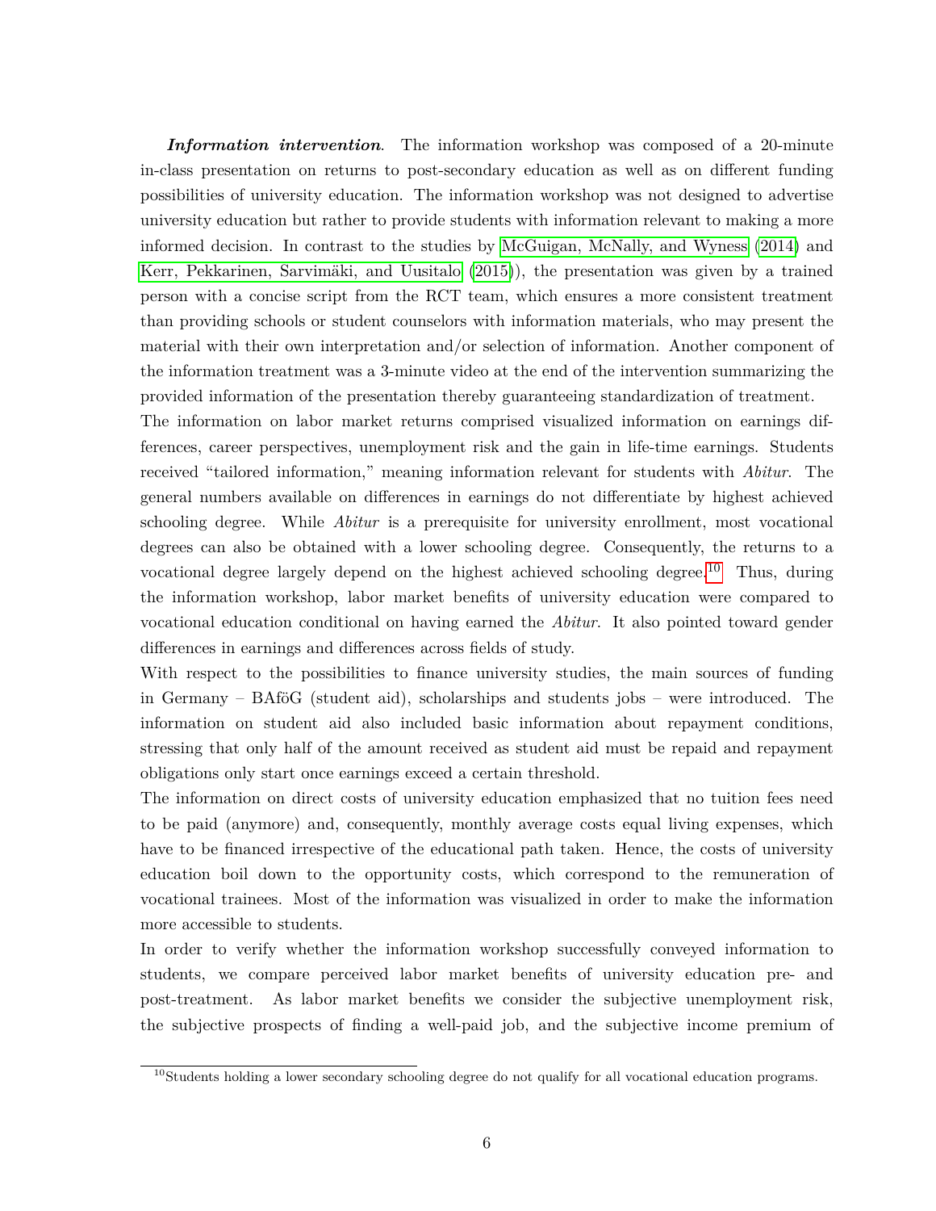***Information intervention***. The information workshop was composed of a 20-minute in-class presentation on returns to post-secondary education as well as on different funding possibilities of university education. The information workshop was not designed to advertise university education but rather to provide students with information relevant to making a more informed decision. In contrast to the studies by McGuigan, McNally, and Wyness (2014) and Kerr, Pekkarinen, Sarvimäki, and Uusitalo (2015)), the presentation was given by a trained person with a concise script from the RCT team, which ensures a more consistent treatment than providing schools or student counselors with information materials, who may present the material with their own interpretation and/or selection of information. Another component of the information treatment was a 3-minute video at the end of the intervention summarizing the provided information of the presentation thereby guaranteeing standardization of treatment.

The information on labor market returns comprised visualized information on earnings differences, career perspectives, unemployment risk and the gain in life-time earnings. Students received "tailored information," meaning information relevant for students with *Abitur*. The general numbers available on differences in earnings do not differentiate by highest achieved schooling degree. While *Abitur* is a prerequisite for university enrollment, most vocational degrees can also be obtained with a lower schooling degree. Consequently, the returns to a vocational degree largely depend on the highest achieved schooling degree.[10] Thus, during the information workshop, labor market benefits of university education were compared to vocational education conditional on having earned the *Abitur*. It also pointed toward gender differences in earnings and differences across fields of study.

With respect to the possibilities to finance university studies, the main sources of funding in Germany – BAföG (student aid), scholarships and students jobs – were introduced. The information on student aid also included basic information about repayment conditions, stressing that only half of the amount received as student aid must be repaid and repayment obligations only start once earnings exceed a certain threshold.

The information on direct costs of university education emphasized that no tuition fees need to be paid (anymore) and, consequently, monthly average costs equal living expenses, which have to be financed irrespective of the educational path taken. Hence, the costs of university education boil down to the opportunity costs, which correspond to the remuneration of vocational trainees. Most of the information was visualized in order to make the information more accessible to students.

In order to verify whether the information workshop successfully conveyed information to students, we compare perceived labor market benefits of university education pre- and post-treatment. As labor market benefits we consider the subjective unemployment risk, the subjective prospects of finding a well-paid job, and the subjective income premium of

[10] Students holding a lower secondary schooling degree do not qualify for all vocational education programs.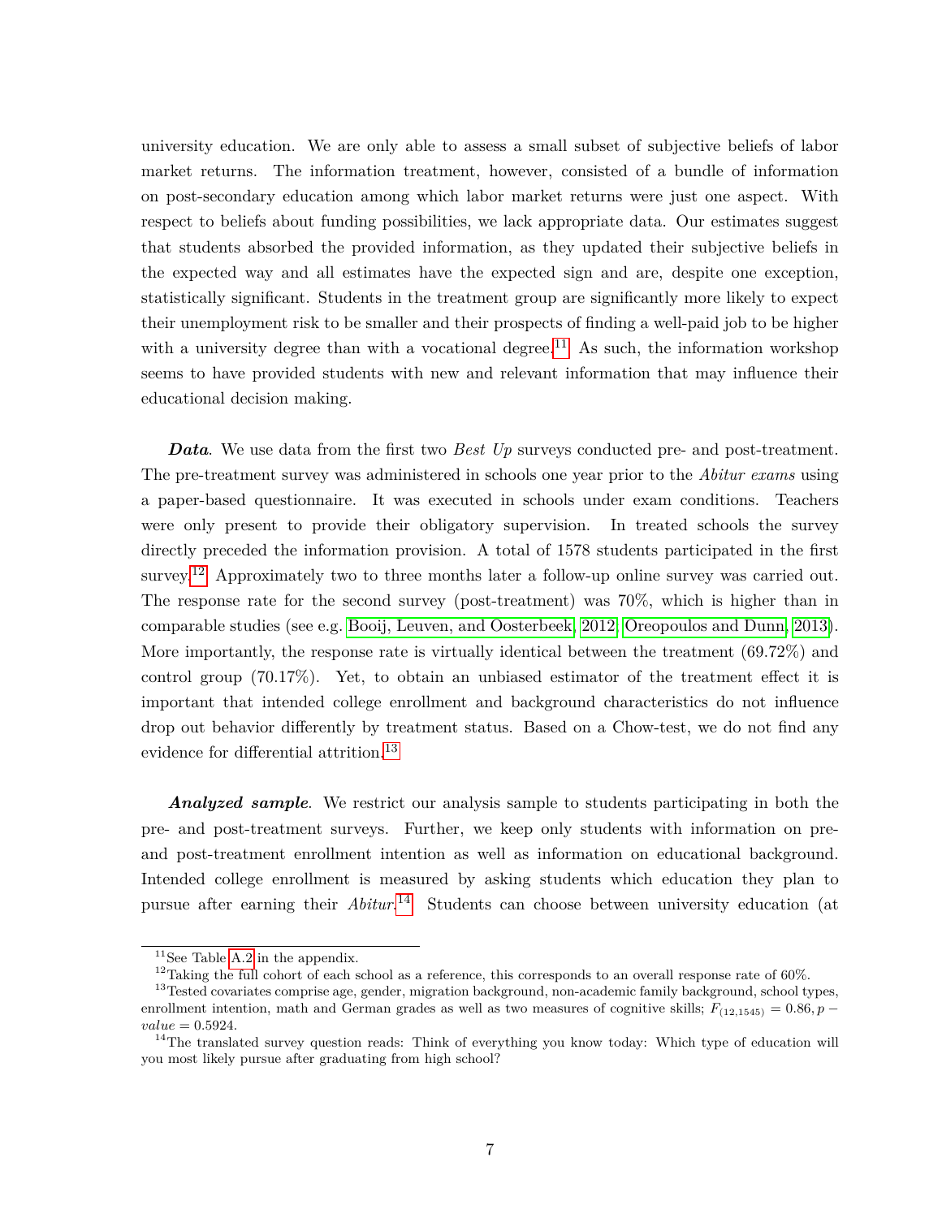university education. We are only able to assess a small subset of subjective beliefs of labor market returns. The information treatment, however, consisted of a bundle of information on post-secondary education among which labor market returns were just one aspect. With respect to beliefs about funding possibilities, we lack appropriate data. Our estimates suggest that students absorbed the provided information, as they updated their subjective beliefs in the expected way and all estimates have the expected sign and are, despite one exception, statistically significant. Students in the treatment group are significantly more likely to expect their unemployment risk to be smaller and their prospects of finding a well-paid job to be higher with a university degree than with a vocational degree.[11] As such, the information workshop seems to have provided students with new and relevant information that may influence their educational decision making.

***Data***. We use data from the first two *Best Up* surveys conducted pre- and post-treatment. The pre-treatment survey was administered in schools one year prior to the *Abitur exams* using a paper-based questionnaire. It was executed in schools under exam conditions. Teachers were only present to provide their obligatory supervision. In treated schools the survey directly preceded the information provision. A total of 1578 students participated in the first survey.[12] Approximately two to three months later a follow-up online survey was carried out. The response rate for the second survey (post-treatment) was 70%, which is higher than in comparable studies (see e.g. Booij, Leuven, and Oosterbeek, 2012; Oreopoulos and Dunn, 2013). More importantly, the response rate is virtually identical between the treatment (69.72%) and control group (70.17%). Yet, to obtain an unbiased estimator of the treatment effect it is important that intended college enrollment and background characteristics do not influence drop out behavior differently by treatment status. Based on a Chow-test, we do not find any evidence for differential attrition.[13]

***Analyzed sample***. We restrict our analysis sample to students participating in both the pre- and post-treatment surveys. Further, we keep only students with information on pre- and post-treatment enrollment intention as well as information on educational background. Intended college enrollment is measured by asking students which education they plan to pursue after earning their *Abitur*.[14] Students can choose between university education (at

---

[11] See Table A.2 in the appendix.

[12] Taking the full cohort of each school as a reference, this corresponds to an overall response rate of 60%.

[13] Tested covariates comprise age, gender, migration background, non-academic family background, school types, enrollment intention, math and German grades as well as two measures of cognitive skills; $F_{(12,1545)} = 0.86, p-value = 0.5924$.

[14] The translated survey question reads: Think of everything you know today: Which type of education will you most likely pursue after graduating from high school?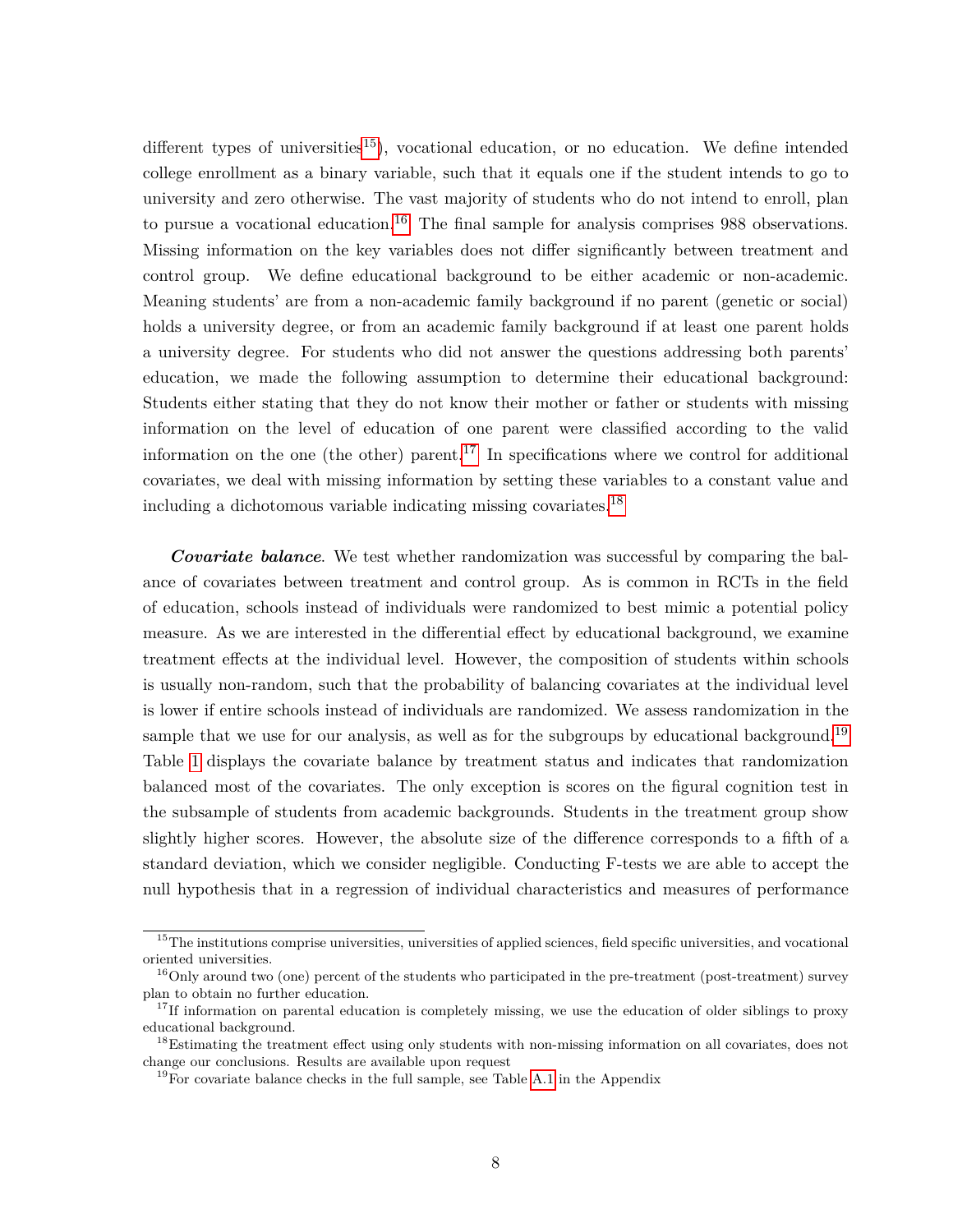different types of universities[15]), vocational education, or no education. We define intended college enrollment as a binary variable, such that it equals one if the student intends to go to university and zero otherwise. The vast majority of students who do not intend to enroll, plan to pursue a vocational education.[16] The final sample for analysis comprises 988 observations. Missing information on the key variables does not differ significantly between treatment and control group. We define educational background to be either academic or non-academic. Meaning students' are from a non-academic family background if no parent (genetic or social) holds a university degree, or from an academic family background if at least one parent holds a university degree. For students who did not answer the questions addressing both parents' education, we made the following assumption to determine their educational background: Students either stating that they do not know their mother or father or students with missing information on the level of education of one parent were classified according to the valid information on the one (the other) parent.[17] In specifications where we control for additional covariates, we deal with missing information by setting these variables to a constant value and including a dichotomous variable indicating missing covariates.[18]

***Covariate balance***. We test whether randomization was successful by comparing the balance of covariates between treatment and control group. As is common in RCTs in the field of education, schools instead of individuals were randomized to best mimic a potential policy measure. As we are interested in the differential effect by educational background, we examine treatment effects at the individual level. However, the composition of students within schools is usually non-random, such that the probability of balancing covariates at the individual level is lower if entire schools instead of individuals are randomized. We assess randomization in the sample that we use for our analysis, as well as for the subgroups by educational background.[19] Table 1 displays the covariate balance by treatment status and indicates that randomization balanced most of the covariates. The only exception is scores on the figural cognition test in the subsample of students from academic backgrounds. Students in the treatment group show slightly higher scores. However, the absolute size of the difference corresponds to a fifth of a standard deviation, which we consider negligible. Conducting F-tests we are able to accept the null hypothesis that in a regression of individual characteristics and measures of performance

[15]The institutions comprise universities, universities of applied sciences, field specific universities, and vocational oriented universities.

[16]Only around two (one) percent of the students who participated in the pre-treatment (post-treatment) survey plan to obtain no further education.

[17]If information on parental education is completely missing, we use the education of older siblings to proxy educational background.

[18]Estimating the treatment effect using only students with non-missing information on all covariates, does not change our conclusions. Results are available upon request

[19]For covariate balance checks in the full sample, see Table A.1 in the Appendix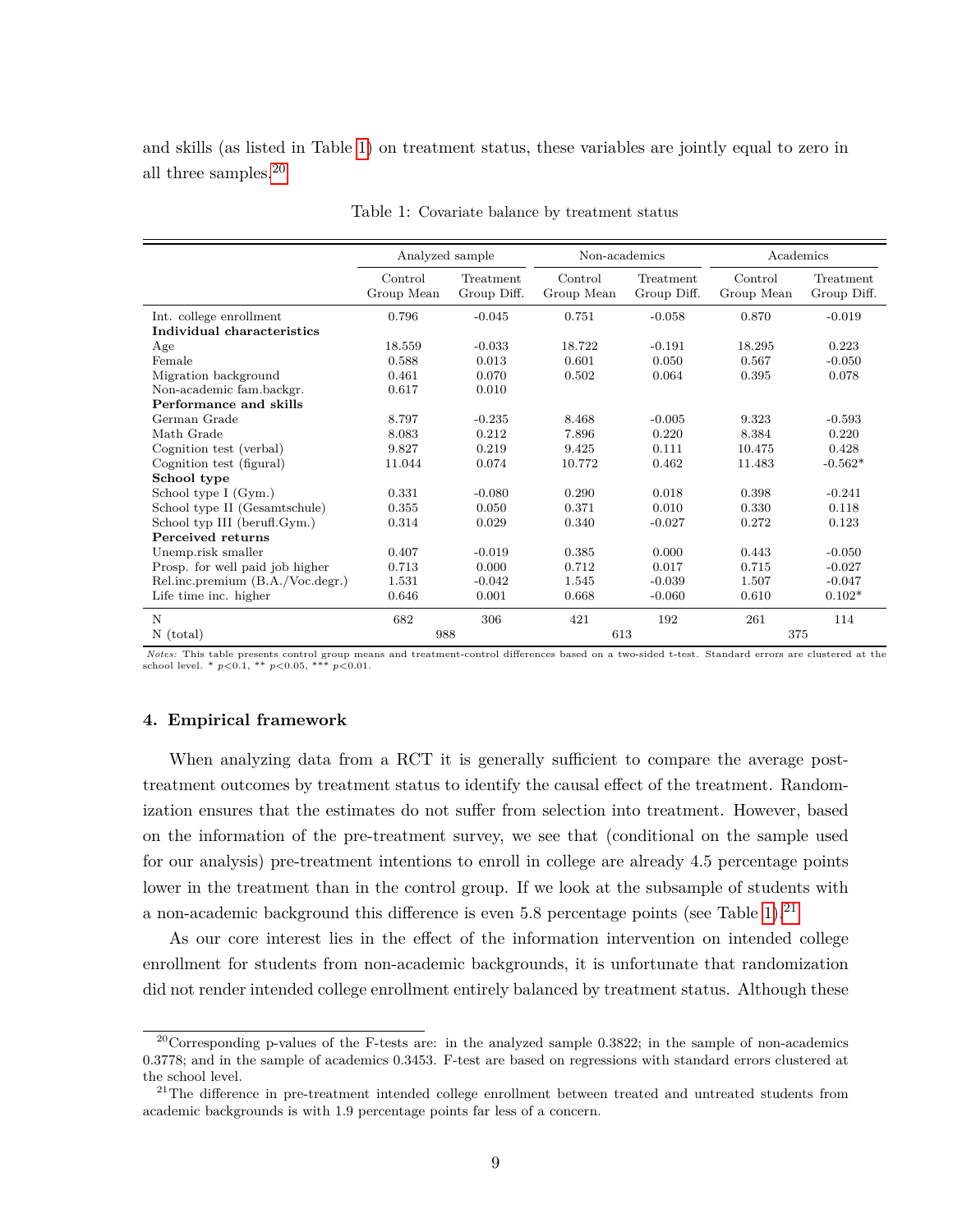and skills (as listed in Table 1) on treatment status, these variables are jointly equal to zero in all three samples.[20]

Table 1: Covariate balance by treatment status

| | Analyzed sample | | Non-academics | | Academics | |
|---|---|---|---|---|---|---|
| | Control Group Mean | Treatment Group Diff. | Control Group Mean | Treatment Group Diff. | Control Group Mean | Treatment Group Diff. |
| Int. college enrollment | 0.796 | -0.045 | 0.751 | -0.058 | 0.870 | -0.019 |
| **Individual characteristics** | | | | | | |
| Age | 18.559 | -0.033 | 18.722 | -0.191 | 18.295 | 0.223 |
| Female | 0.588 | 0.013 | 0.601 | 0.050 | 0.567 | -0.050 |
| Migration background | 0.461 | 0.070 | 0.502 | 0.064 | 0.395 | 0.078 |
| Non-academic fam.backgr. | 0.617 | 0.010 | | | | |
| **Performance and skills** | | | | | | |
| German Grade | 8.797 | -0.235 | 8.468 | -0.005 | 9.323 | -0.593 |
| Math Grade | 8.083 | 0.212 | 7.896 | 0.220 | 8.384 | 0.220 |
| Cognition test (verbal) | 9.827 | 0.219 | 9.425 | 0.111 | 10.475 | 0.428 |
| Cognition test (figural) | 11.044 | 0.074 | 10.772 | 0.462 | 11.483 | -0.562* |
| **School type** | | | | | | |
| School type I (Gym.) | 0.331 | -0.080 | 0.290 | 0.018 | 0.398 | -0.241 |
| School type II (Gesamtschule) | 0.355 | 0.050 | 0.371 | 0.010 | 0.330 | 0.118 |
| School typ III (berufl.Gym.) | 0.314 | 0.029 | 0.340 | -0.027 | 0.272 | 0.123 |
| **Perceived returns** | | | | | | |
| Unemp.risk smaller | 0.407 | -0.019 | 0.385 | 0.000 | 0.443 | -0.050 |
| Prosp. for well paid job higher | 0.713 | 0.000 | 0.712 | 0.017 | 0.715 | -0.027 |
| Rel.inc.premium (B.A./Voc.degr.) | 1.531 | -0.042 | 1.545 | -0.039 | 1.507 | -0.047 |
| Life time inc. higher | 0.646 | 0.001 | 0.668 | -0.060 | 0.610 | 0.102* |
| N | 682 | 306 | 421 | 192 | 261 | 114 |
| N (total) | 988 | | 613 | | 375 | |

*Notes:* This table presents control group means and treatment-control differences based on a two-sided t-test. Standard errors are clustered at the school level. * $p$<0.1, ** $p$<0.05, *** $p$<0.01.

### 4. Empirical framework

When analyzing data from a RCT it is generally sufficient to compare the average post-treatment outcomes by treatment status to identify the causal effect of the treatment. Randomization ensures that the estimates do not suffer from selection into treatment. However, based on the information of the pre-treatment survey, we see that (conditional on the sample used for our analysis) pre-treatment intentions to enroll in college are already 4.5 percentage points lower in the treatment than in the control group. If we look at the subsample of students with a non-academic background this difference is even 5.8 percentage points (see Table 1).[21]

As our core interest lies in the effect of the information intervention on intended college enrollment for students from non-academic backgrounds, it is unfortunate that randomization did not render intended college enrollment entirely balanced by treatment status. Although these

[20] Corresponding p-values of the F-tests are: in the analyzed sample 0.3822; in the sample of non-academics 0.3778; and in the sample of academics 0.3453. F-test are based on regressions with standard errors clustered at the school level.

[21] The difference in pre-treatment intended college enrollment between treated and untreated students from academic backgrounds is with 1.9 percentage points far less of a concern.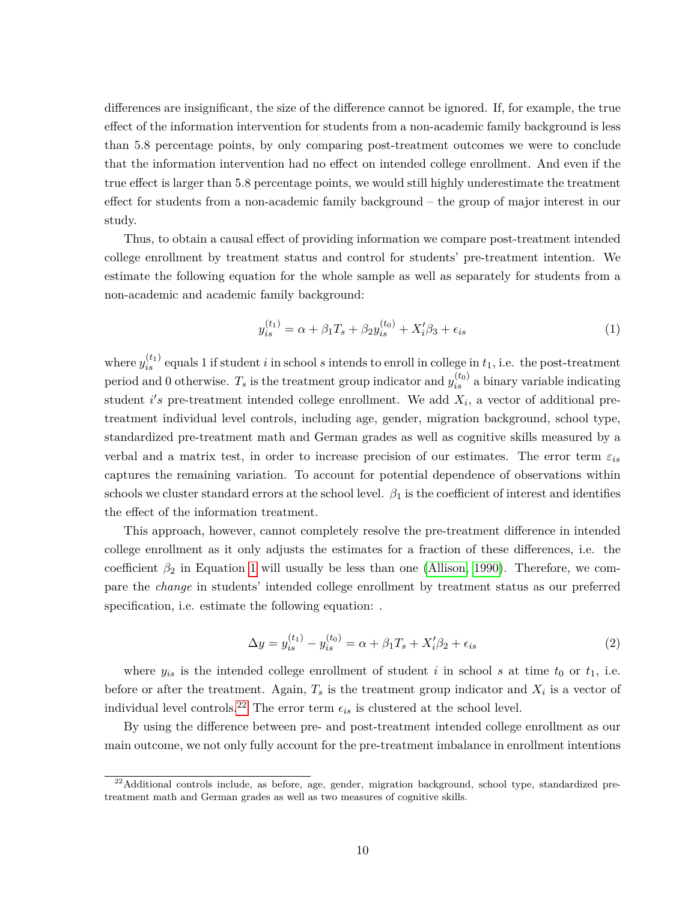differences are insignificant, the size of the difference cannot be ignored. If, for example, the true effect of the information intervention for students from a non-academic family background is less than 5.8 percentage points, by only comparing post-treatment outcomes we were to conclude that the information intervention had no effect on intended college enrollment. And even if the true effect is larger than 5.8 percentage points, we would still highly underestimate the treatment effect for students from a non-academic family background – the group of major interest in our study.

Thus, to obtain a causal effect of providing information we compare post-treatment intended college enrollment by treatment status and control for students' pre-treatment intention. We estimate the following equation for the whole sample as well as separately for students from a non-academic and academic family background:

$$y_{is}^{(t_1)} = \alpha + \beta_1 T_s + \beta_2 y_{is}^{(t_0)} + X_i' \beta_3 + \epsilon_{is} \tag{1}$$

where $y_{is}^{(t_1)}$ equals 1 if student $i$ in school $s$ intends to enroll in college in $t_1$, i.e. the post-treatment period and 0 otherwise. $T_s$ is the treatment group indicator and $y_{is}^{(t_0)}$ a binary variable indicating student $i's$ pre-treatment intended college enrollment. We add $X_i$, a vector of additional pre-treatment individual level controls, including age, gender, migration background, school type, standardized pre-treatment math and German grades as well as cognitive skills measured by a verbal and a matrix test, in order to increase precision of our estimates. The error term $\varepsilon_{is}$ captures the remaining variation. To account for potential dependence of observations within schools we cluster standard errors at the school level. $\beta_1$ is the coefficient of interest and identifies the effect of the information treatment.

This approach, however, cannot completely resolve the pre-treatment difference in intended college enrollment as it only adjusts the estimates for a fraction of these differences, i.e. the coefficient $\beta_2$ in Equation 1 will usually be less than one (Allison, 1990). Therefore, we compare the *change* in students' intended college enrollment by treatment status as our preferred specification, i.e. estimate the following equation: .

$$\Delta y = y_{is}^{(t_1)} - y_{is}^{(t_0)} = \alpha + \beta_1 T_s + X_i' \beta_2 + \epsilon_{is} \tag{2}$$

where $y_{is}$ is the intended college enrollment of student $i$ in school $s$ at time $t_0$ or $t_1$, i.e. before or after the treatment. Again, $T_s$ is the treatment group indicator and $X_i$ is a vector of individual level controls.[22] The error term $\epsilon_{is}$ is clustered at the school level.

By using the difference between pre- and post-treatment intended college enrollment as our main outcome, we not only fully account for the pre-treatment imbalance in enrollment intentions

[22] Additional controls include, as before, age, gender, migration background, school type, standardized pre-treatment math and German grades as well as two measures of cognitive skills.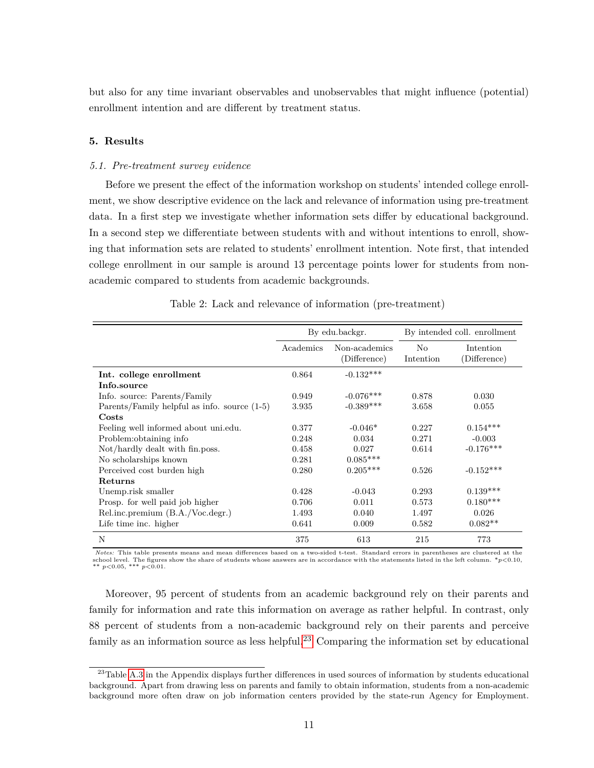but also for any time invariant observables and unobservables that might influence (potential) enrollment intention and are different by treatment status.

## 5. Results

### *5.1. Pre-treatment survey evidence*

Before we present the effect of the information workshop on students' intended college enrollment, we show descriptive evidence on the lack and relevance of information using pre-treatment data. In a first step we investigate whether information sets differ by educational background. In a second step we differentiate between students with and without intentions to enroll, showing that information sets are related to students' enrollment intention. Note first, that intended college enrollment in our sample is around 13 percentage points lower for students from non-academic compared to students from academic backgrounds.

Table 2: Lack and relevance of information (pre-treatment)

| | By edu.backgr. | | By intended coll. enrollment | |
|---|---|---|---|---|
| | Academics | Non-academics (Difference) | No Intention | Intention (Difference) |
| **Int. college enrollment** | 0.864 | -0.132*** | | |
| **Info.source** | | | | |
| Info. source: Parents/Family | 0.949 | -0.076*** | 0.878 | 0.030 |
| Parents/Family helpful as info. source (1-5) | 3.935 | -0.389*** | 3.658 | 0.055 |
| **Costs** | | | | |
| Feeling well informed about uni.edu. | 0.377 | -0.046* | 0.227 | 0.154*** |
| Problem:obtaining info | 0.248 | 0.034 | 0.271 | -0.003 |
| Not/hardly dealt with fin.poss. | 0.458 | 0.027 | 0.614 | -0.176*** |
| No scholarships known | 0.281 | 0.085*** | | |
| Perceived cost burden high | 0.280 | 0.205*** | 0.526 | -0.152*** |
| **Returns** | | | | |
| Unemp.risk smaller | 0.428 | -0.043 | 0.293 | 0.139*** |
| Prosp. for well paid job higher | 0.706 | 0.011 | 0.573 | 0.180*** |
| Rel.inc.premium (B.A./Voc.degr.) | 1.493 | 0.040 | 1.497 | 0.026 |
| Life time inc. higher | 0.641 | 0.009 | 0.582 | 0.082** |
| N | 375 | 613 | 215 | 773 |

*Notes:* This table presents means and mean differences based on a two-sided t-test. Standard errors in parentheses are clustered at the school level. The figures show the share of students whose answers are in accordance with the statements listed in the left column. * $p<0.10$, ** $p<0.05$, *** $p<0.01$.

Moreover, 95 percent of students from an academic background rely on their parents and family for information and rate this information on average as rather helpful. In contrast, only 88 percent of students from a non-academic background rely on their parents and perceive family as an information source as less helpful.[23] Comparing the information set by educational

[23] Table A.3 in the Appendix displays further differences in used sources of information by students educational background. Apart from drawing less on parents and family to obtain information, students from a non-academic background more often draw on job information centers provided by the state-run Agency for Employment.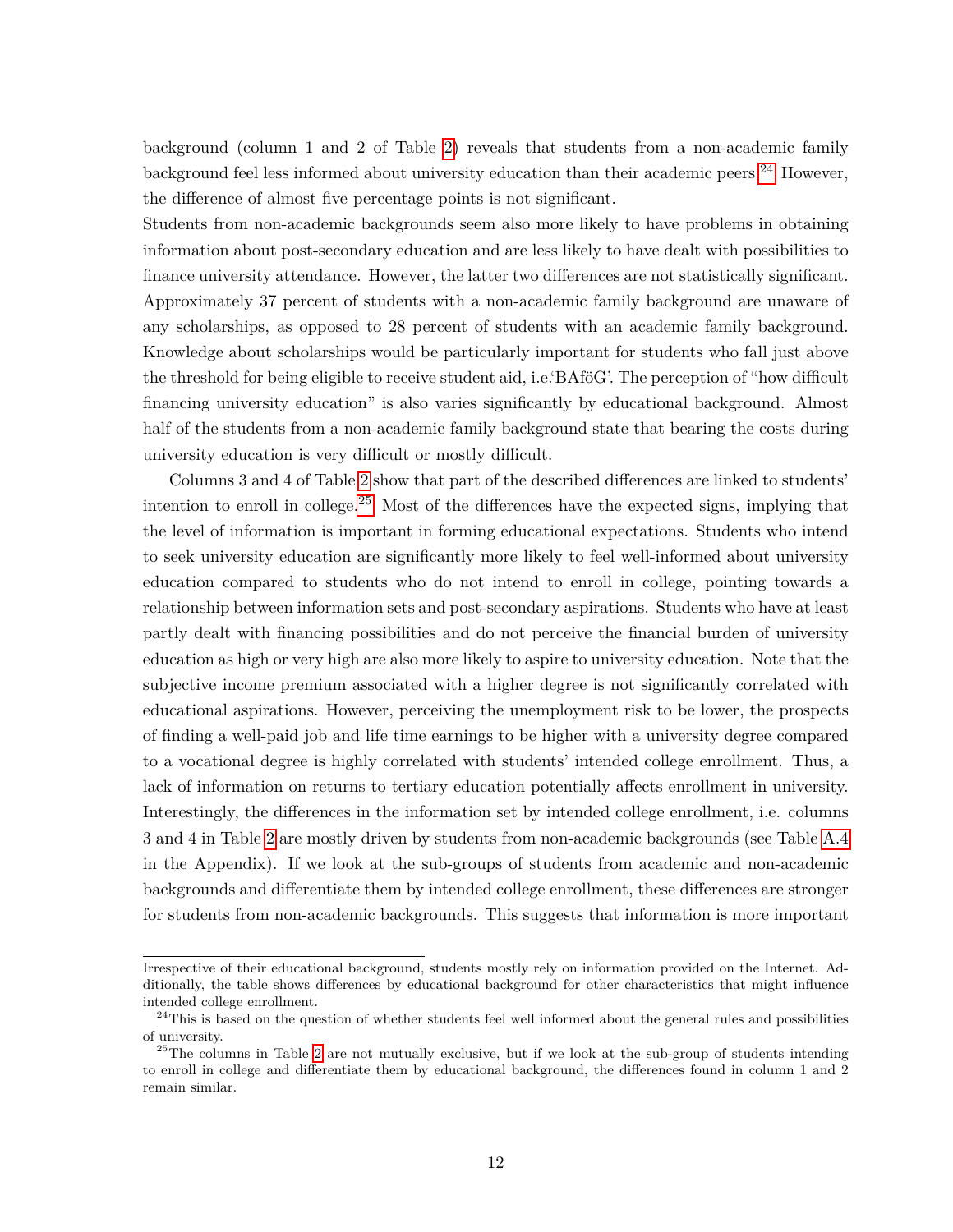background (column 1 and 2 of Table 2) reveals that students from a non-academic family background feel less informed about university education than their academic peers.[24] However, the difference of almost five percentage points is not significant.

Students from non-academic backgrounds seem also more likely to have problems in obtaining information about post-secondary education and are less likely to have dealt with possibilities to finance university attendance. However, the latter two differences are not statistically significant. Approximately 37 percent of students with a non-academic family background are unaware of any scholarships, as opposed to 28 percent of students with an academic family background. Knowledge about scholarships would be particularly important for students who fall just above the threshold for being eligible to receive student aid, i.e.'BAföG'. The perception of "how difficult financing university education" is also varies significantly by educational background. Almost half of the students from a non-academic family background state that bearing the costs during university education is very difficult or mostly difficult.

Columns 3 and 4 of Table 2 show that part of the described differences are linked to students' intention to enroll in college.[25] Most of the differences have the expected signs, implying that the level of information is important in forming educational expectations. Students who intend to seek university education are significantly more likely to feel well-informed about university education compared to students who do not intend to enroll in college, pointing towards a relationship between information sets and post-secondary aspirations. Students who have at least partly dealt with financing possibilities and do not perceive the financial burden of university education as high or very high are also more likely to aspire to university education. Note that the subjective income premium associated with a higher degree is not significantly correlated with educational aspirations. However, perceiving the unemployment risk to be lower, the prospects of finding a well-paid job and life time earnings to be higher with a university degree compared to a vocational degree is highly correlated with students' intended college enrollment. Thus, a lack of information on returns to tertiary education potentially affects enrollment in university. Interestingly, the differences in the information set by intended college enrollment, i.e. columns 3 and 4 in Table 2 are mostly driven by students from non-academic backgrounds (see Table A.4 in the Appendix). If we look at the sub-groups of students from academic and non-academic backgrounds and differentiate them by intended college enrollment, these differences are stronger for students from non-academic backgrounds. This suggests that information is more important

---

Irrespective of their educational background, students mostly rely on information provided on the Internet. Additionally, the table shows differences by educational background for other characteristics that might influence intended college enrollment.

[24] This is based on the question of whether students feel well informed about the general rules and possibilities of university.

[25] The columns in Table 2 are not mutually exclusive, but if we look at the sub-group of students intending to enroll in college and differentiate them by educational background, the differences found in column 1 and 2 remain similar.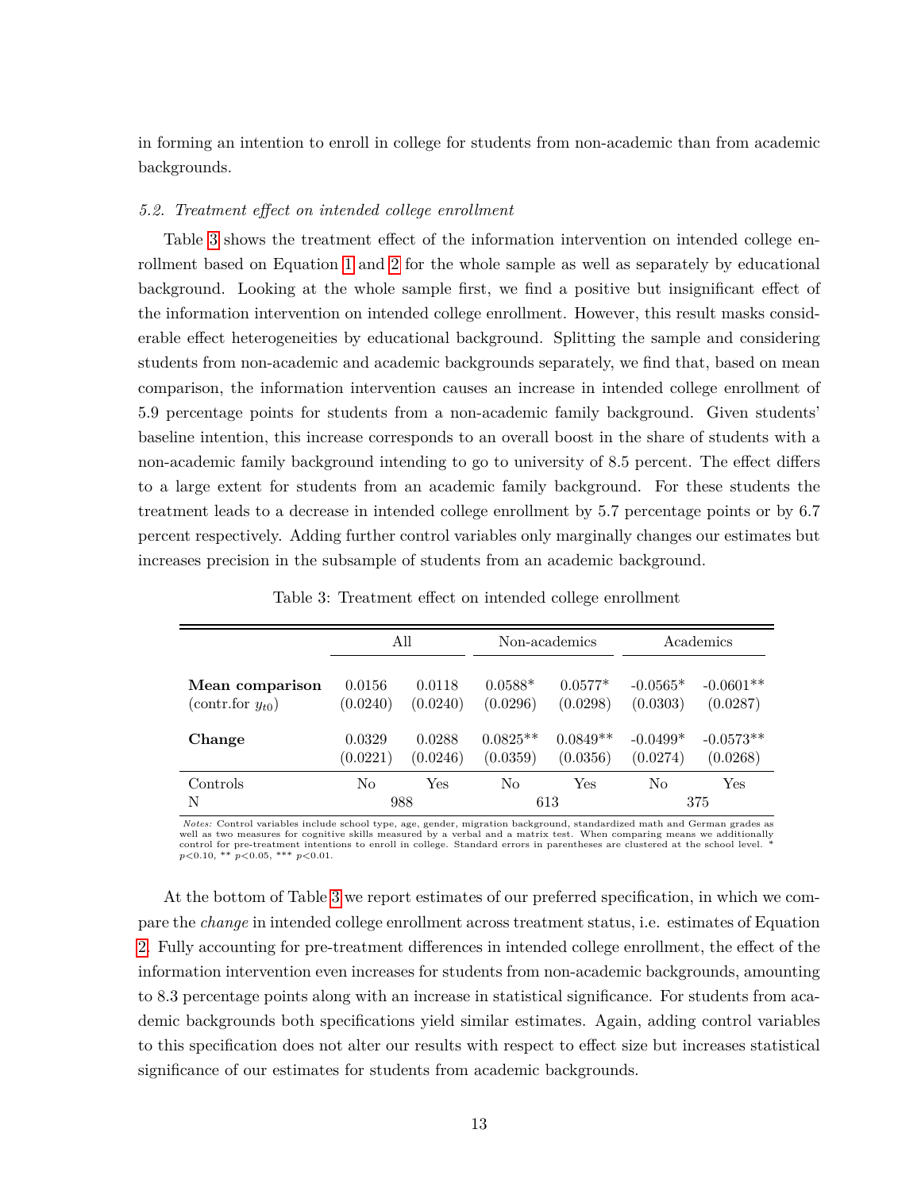in forming an intention to enroll in college for students from non-academic than from academic backgrounds.

### *5.2. Treatment effect on intended college enrollment*

Table 3 shows the treatment effect of the information intervention on intended college enrollment based on Equation 1 and 2 for the whole sample as well as separately by educational background. Looking at the whole sample first, we find a positive but insignificant effect of the information intervention on intended college enrollment. However, this result masks considerable effect heterogeneities by educational background. Splitting the sample and considering students from non-academic and academic backgrounds separately, we find that, based on mean comparison, the information intervention causes an increase in intended college enrollment of 5.9 percentage points for students from a non-academic family background. Given students' baseline intention, this increase corresponds to an overall boost in the share of students with a non-academic family background intending to go to university of 8.5 percent. The effect differs to a large extent for students from an academic family background. For these students the treatment leads to a decrease in intended college enrollment by 5.7 percentage points or by 6.7 percent respectively. Adding further control variables only marginally changes our estimates but increases precision in the subsample of students from an academic background.

Table 3: Treatment effect on intended college enrollment

| | All | | Non-academics | | Academics | |
|---|---|---|---|---|---|---|
| **Mean comparison** | 0.0156 | 0.0118 | 0.0588* | 0.0577* | -0.0565* | -0.0601** |
| (contr.for $y_{t0}$) | (0.0240) | (0.0240) | (0.0296) | (0.0298) | (0.0303) | (0.0287) |
| **Change** | 0.0329 | 0.0288 | 0.0825** | 0.0849** | -0.0499* | -0.0573** |
| | (0.0221) | (0.0246) | (0.0359) | (0.0356) | (0.0274) | (0.0268) |
| Controls | No | Yes | No | Yes | No | Yes |
| N | 988 | | 613 | | 375 | |

*Notes:* Control variables include school type, age, gender, migration background, standardized math and German grades as well as two measures for cognitive skills measured by a verbal and a matrix test. When comparing means we additionally control for pre-treatment intentions to enroll in college. Standard errors in parentheses are clustered at the school level. * $p<0.10$, ** $p<0.05$, *** $p<0.01$.

At the bottom of Table 3 we report estimates of our preferred specification, in which we compare the *change* in intended college enrollment across treatment status, i.e. estimates of Equation 2. Fully accounting for pre-treatment differences in intended college enrollment, the effect of the information intervention even increases for students from non-academic backgrounds, amounting to 8.3 percentage points along with an increase in statistical significance. For students from academic backgrounds both specifications yield similar estimates. Again, adding control variables to this specification does not alter our results with respect to effect size but increases statistical significance of our estimates for students from academic backgrounds.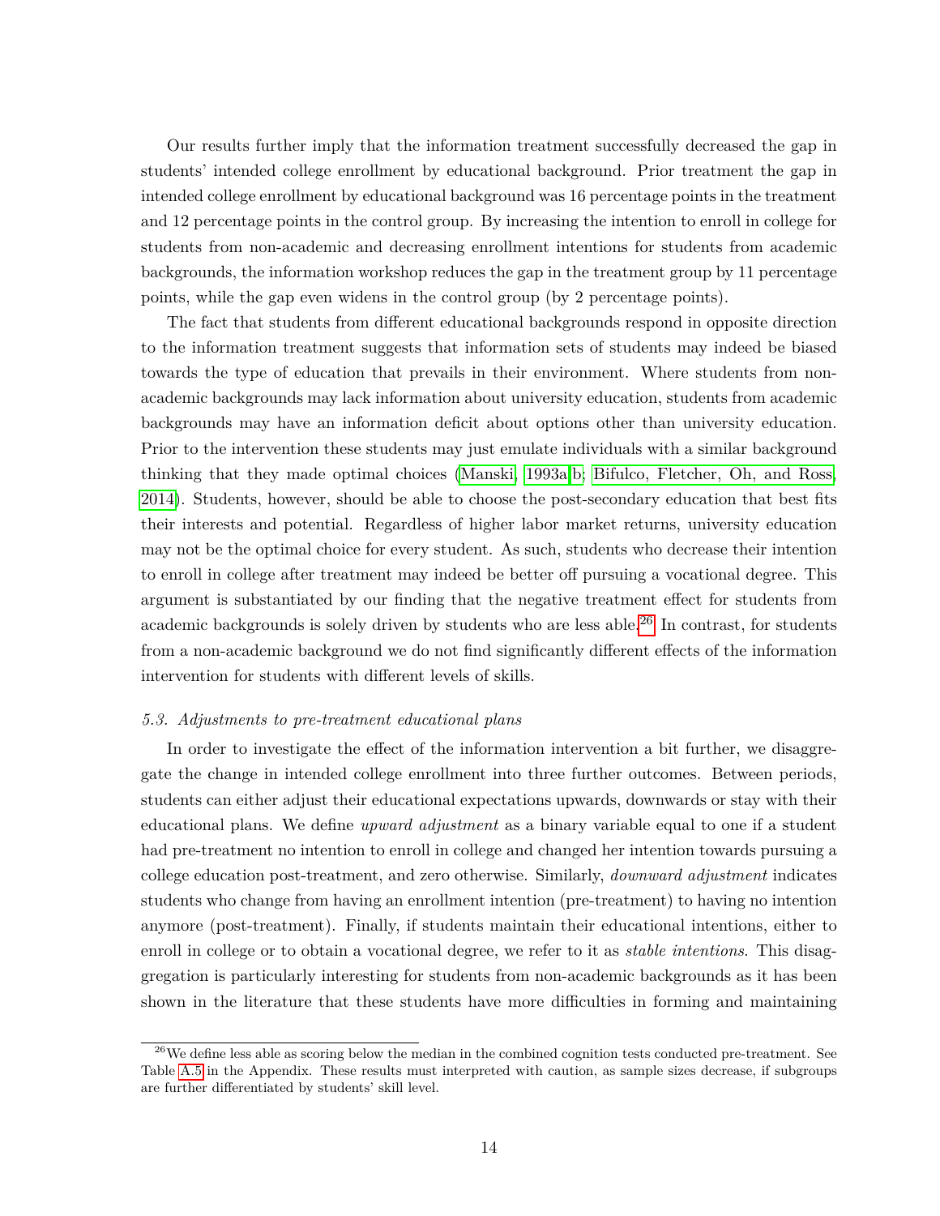Our results further imply that the information treatment successfully decreased the gap in students' intended college enrollment by educational background. Prior treatment the gap in intended college enrollment by educational background was 16 percentage points in the treatment and 12 percentage points in the control group. By increasing the intention to enroll in college for students from non-academic and decreasing enrollment intentions for students from academic backgrounds, the information workshop reduces the gap in the treatment group by 11 percentage points, while the gap even widens in the control group (by 2 percentage points).

The fact that students from different educational backgrounds respond in opposite direction to the information treatment suggests that information sets of students may indeed be biased towards the type of education that prevails in their environment. Where students from non-academic backgrounds may lack information about university education, students from academic backgrounds may have an information deficit about options other than university education. Prior to the intervention these students may just emulate individuals with a similar background thinking that they made optimal choices (Manski, 1993a,b; Bifulco, Fletcher, Oh, and Ross, 2014). Students, however, should be able to choose the post-secondary education that best fits their interests and potential. Regardless of higher labor market returns, university education may not be the optimal choice for every student. As such, students who decrease their intention to enroll in college after treatment may indeed be better off pursuing a vocational degree. This argument is substantiated by our finding that the negative treatment effect for students from academic backgrounds is solely driven by students who are less able.[26] In contrast, for students from a non-academic background we do not find significantly different effects of the information intervention for students with different levels of skills.

### *5.3. Adjustments to pre-treatment educational plans*

In order to investigate the effect of the information intervention a bit further, we disaggregate the change in intended college enrollment into three further outcomes. Between periods, students can either adjust their educational expectations upwards, downwards or stay with their educational plans. We define *upward adjustment* as a binary variable equal to one if a student had pre-treatment no intention to enroll in college and changed her intention towards pursuing a college education post-treatment, and zero otherwise. Similarly, *downward adjustment* indicates students who change from having an enrollment intention (pre-treatment) to having no intention anymore (post-treatment). Finally, if students maintain their educational intentions, either to enroll in college or to obtain a vocational degree, we refer to it as *stable intentions*. This disaggregation is particularly interesting for students from non-academic backgrounds as it has been shown in the literature that these students have more difficulties in forming and maintaining

---

[26] We define less able as scoring below the median in the combined cognition tests conducted pre-treatment. See Table A.5 in the Appendix. These results must interpreted with caution, as sample sizes decrease, if subgroups are further differentiated by students' skill level.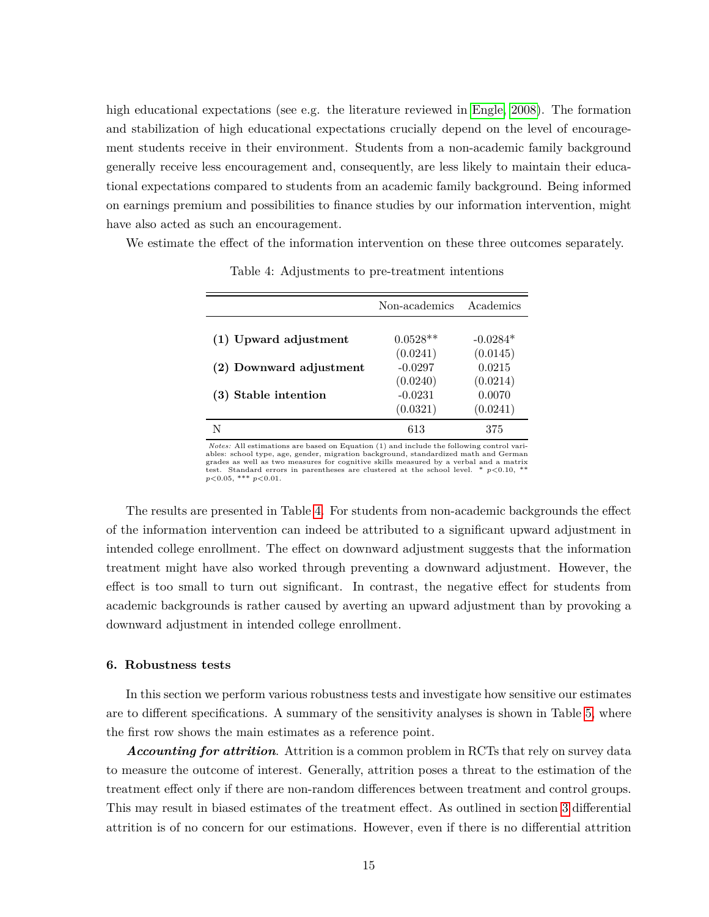high educational expectations (see e.g. the literature reviewed in Engle, 2008). The formation and stabilization of high educational expectations crucially depend on the level of encouragement students receive in their environment. Students from a non-academic family background generally receive less encouragement and, consequently, are less likely to maintain their educational expectations compared to students from an academic family background. Being informed on earnings premium and possibilities to finance studies by our information intervention, might have also acted as such an encouragement.

We estimate the effect of the information intervention on these three outcomes separately.

Table 4: Adjustments to pre-treatment intentions

| | Non-academics | Academics |
|---|---|---|
| **(1) Upward adjustment** | 0.0528** | -0.0284* |
| | (0.0241) | (0.0145) |
| **(2) Downward adjustment** | -0.0297 | 0.0215 |
| | (0.0240) | (0.0214) |
| **(3) Stable intention** | -0.0231 | 0.0070 |
| | (0.0321) | (0.0241) |
| N | 613 | 375 |

*Notes:* All estimations are based on Equation (1) and include the following control variables: school type, age, gender, migration background, standardized math and German grades as well as two measures for cognitive skills measured by a verbal and a matrix test. Standard errors in parentheses are clustered at the school level. * $p<0.10$, ** $p<0.05$, *** $p<0.01$.

The results are presented in Table 4. For students from non-academic backgrounds the effect of the information intervention can indeed be attributed to a significant upward adjustment in intended college enrollment. The effect on downward adjustment suggests that the information treatment might have also worked through preventing a downward adjustment. However, the effect is too small to turn out significant. In contrast, the negative effect for students from academic backgrounds is rather caused by averting an upward adjustment than by provoking a downward adjustment in intended college enrollment.

## 6. Robustness tests

In this section we perform various robustness tests and investigate how sensitive our estimates are to different specifications. A summary of the sensitivity analyses is shown in Table 5, where the first row shows the main estimates as a reference point.

***Accounting for attrition***. Attrition is a common problem in RCTs that rely on survey data to measure the outcome of interest. Generally, attrition poses a threat to the estimation of the treatment effect only if there are non-random differences between treatment and control groups. This may result in biased estimates of the treatment effect. As outlined in section 3 differential attrition is of no concern for our estimations. However, even if there is no differential attrition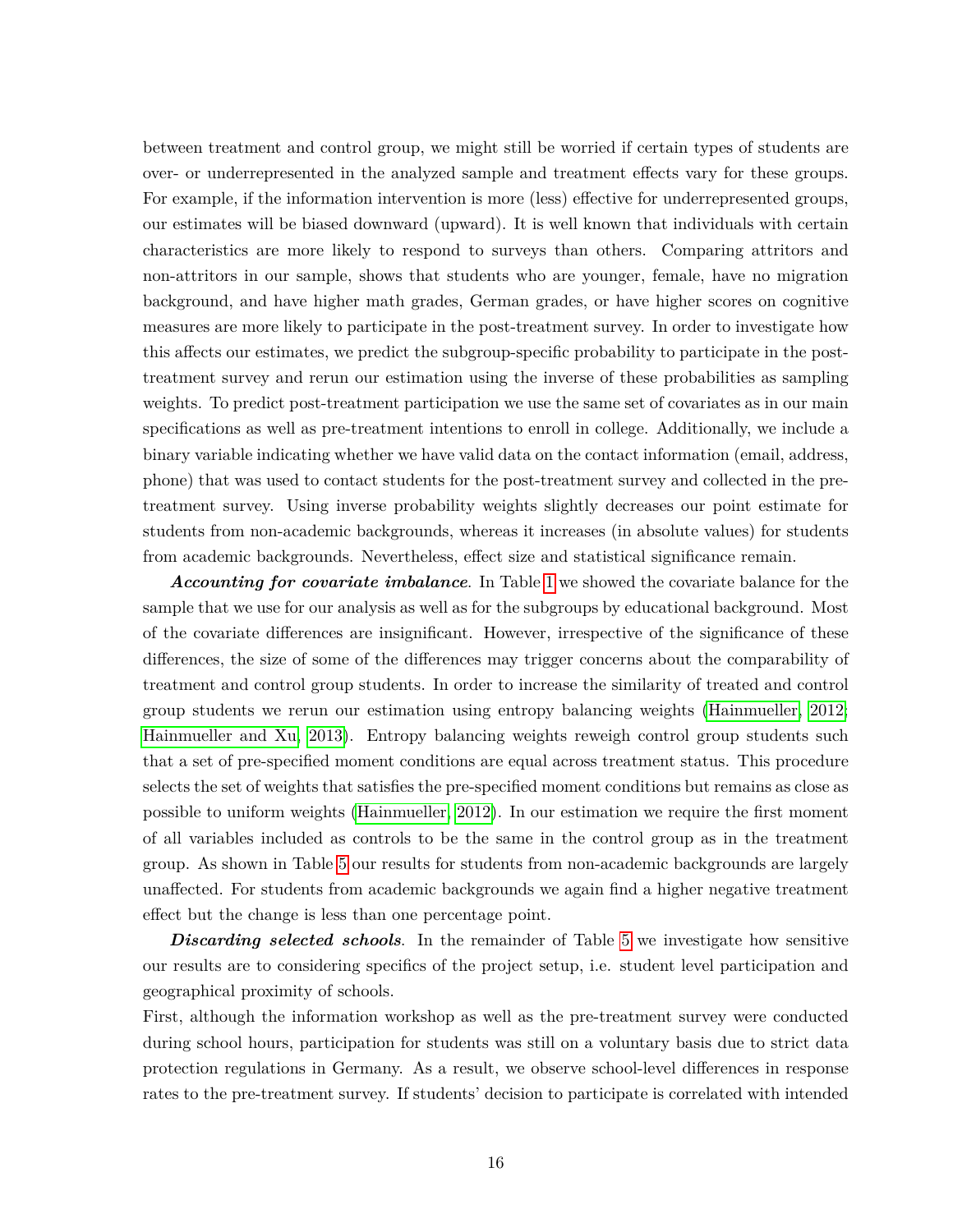between treatment and control group, we might still be worried if certain types of students are over- or underrepresented in the analyzed sample and treatment effects vary for these groups. For example, if the information intervention is more (less) effective for underrepresented groups, our estimates will be biased downward (upward). It is well known that individuals with certain characteristics are more likely to respond to surveys than others. Comparing attritors and non-attritors in our sample, shows that students who are younger, female, have no migration background, and have higher math grades, German grades, or have higher scores on cognitive measures are more likely to participate in the post-treatment survey. In order to investigate how this affects our estimates, we predict the subgroup-specific probability to participate in the post-treatment survey and rerun our estimation using the inverse of these probabilities as sampling weights. To predict post-treatment participation we use the same set of covariates as in our main specifications as well as pre-treatment intentions to enroll in college. Additionally, we include a binary variable indicating whether we have valid data on the contact information (email, address, phone) that was used to contact students for the post-treatment survey and collected in the pre-treatment survey. Using inverse probability weights slightly decreases our point estimate for students from non-academic backgrounds, whereas it increases (in absolute values) for students from academic backgrounds. Nevertheless, effect size and statistical significance remain.

***Accounting for covariate imbalance***. In Table 1 we showed the covariate balance for the sample that we use for our analysis as well as for the subgroups by educational background. Most of the covariate differences are insignificant. However, irrespective of the significance of these differences, the size of some of the differences may trigger concerns about the comparability of treatment and control group students. In order to increase the similarity of treated and control group students we rerun our estimation using entropy balancing weights (Hainmueller, 2012; Hainmueller and Xu, 2013). Entropy balancing weights reweigh control group students such that a set of pre-specified moment conditions are equal across treatment status. This procedure selects the set of weights that satisfies the pre-specified moment conditions but remains as close as possible to uniform weights (Hainmueller, 2012). In our estimation we require the first moment of all variables included as controls to be the same in the control group as in the treatment group. As shown in Table 5 our results for students from non-academic backgrounds are largely unaffected. For students from academic backgrounds we again find a higher negative treatment effect but the change is less than one percentage point.

***Discarding selected schools***. In the remainder of Table 5 we investigate how sensitive our results are to considering specifics of the project setup, i.e. student level participation and geographical proximity of schools.

First, although the information workshop as well as the pre-treatment survey were conducted during school hours, participation for students was still on a voluntary basis due to strict data protection regulations in Germany. As a result, we observe school-level differences in response rates to the pre-treatment survey. If students' decision to participate is correlated with intended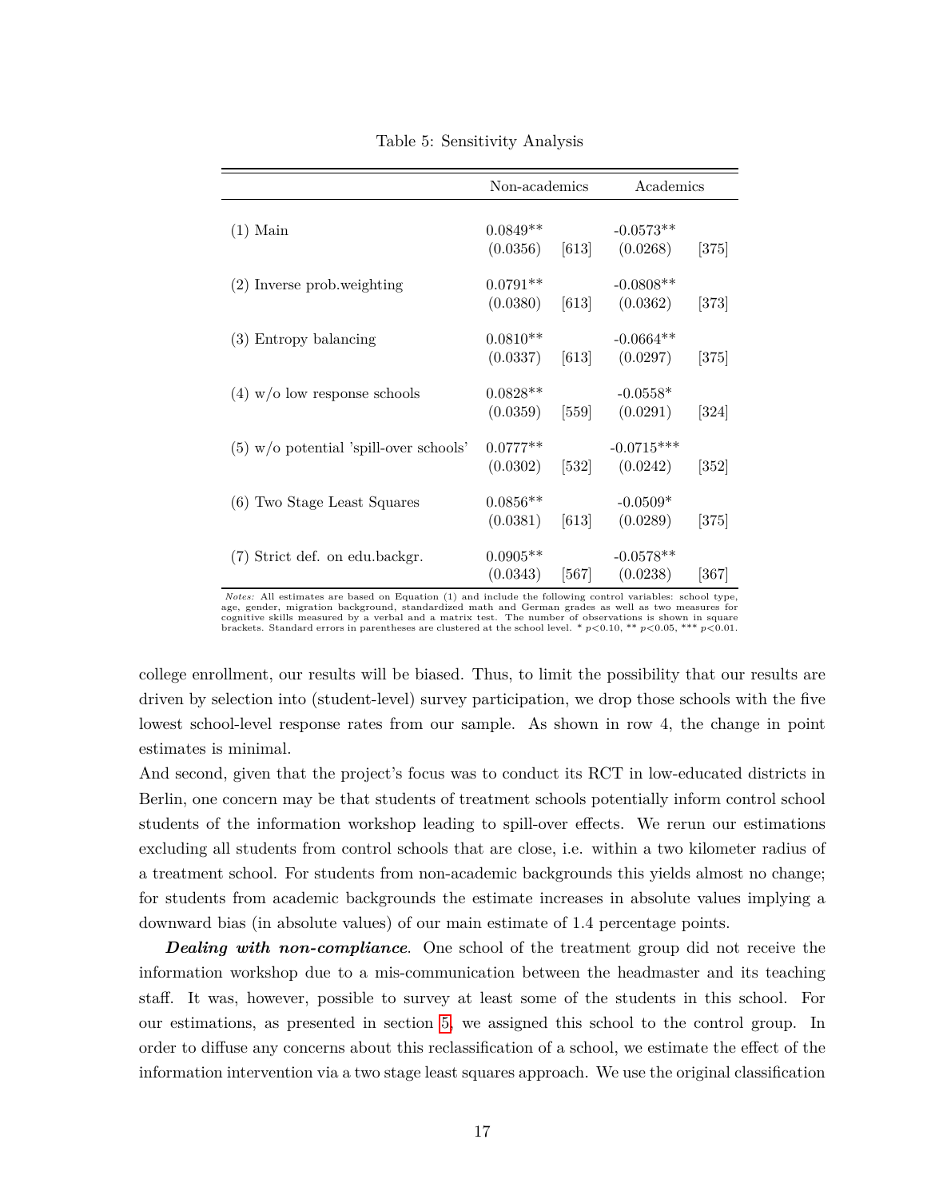Table 5: Sensitivity Analysis

| | Non-academics | | Academics | |
|---|---|---|---|---|
| (1) Main | 0.0849** | | -0.0573** | |
| | (0.0356) | [613] | (0.0268) | [375] |
| (2) Inverse prob.weighting | 0.0791** | | -0.0808** | |
| | (0.0380) | [613] | (0.0362) | [373] |
| (3) Entropy balancing | 0.0810** | | -0.0664** | |
| | (0.0337) | [613] | (0.0297) | [375] |
| (4) w/o low response schools | 0.0828** | | -0.0558* | |
| | (0.0359) | [559] | (0.0291) | [324] |
| (5) w/o potential 'spill-over schools' | 0.0777** | | -0.0715*** | |
| | (0.0302) | [532] | (0.0242) | [352] |
| (6) Two Stage Least Squares | 0.0856** | | -0.0509* | |
| | (0.0381) | [613] | (0.0289) | [375] |
| (7) Strict def. on edu.backgr. | 0.0905** | | -0.0578** | |
| | (0.0343) | [567] | (0.0238) | [367] |

*Notes:* All estimates are based on Equation (1) and include the following control variables: school type, age, gender, migration background, standardized math and German grades as well as two measures for cognitive skills measured by a verbal and a matrix test. The number of observations is shown in square brackets. Standard errors in parentheses are clustered at the school level. * $p<0.10$, ** $p<0.05$, *** $p<0.01$.

college enrollment, our results will be biased. Thus, to limit the possibility that our results are driven by selection into (student-level) survey participation, we drop those schools with the five lowest school-level response rates from our sample. As shown in row 4, the change in point estimates is minimal.

And second, given that the project's focus was to conduct its RCT in low-educated districts in Berlin, one concern may be that students of treatment schools potentially inform control school students of the information workshop leading to spill-over effects. We rerun our estimations excluding all students from control schools that are close, i.e. within a two kilometer radius of a treatment school. For students from non-academic backgrounds this yields almost no change; for students from academic backgrounds the estimate increases in absolute values implying a downward bias (in absolute values) of our main estimate of 1.4 percentage points.

***Dealing with non-compliance***. One school of the treatment group did not receive the information workshop due to a mis-communication between the headmaster and its teaching staff. It was, however, possible to survey at least some of the students in this school. For our estimations, as presented in section 5, we assigned this school to the control group. In order to diffuse any concerns about this reclassification of a school, we estimate the effect of the information intervention via a two stage least squares approach. We use the original classification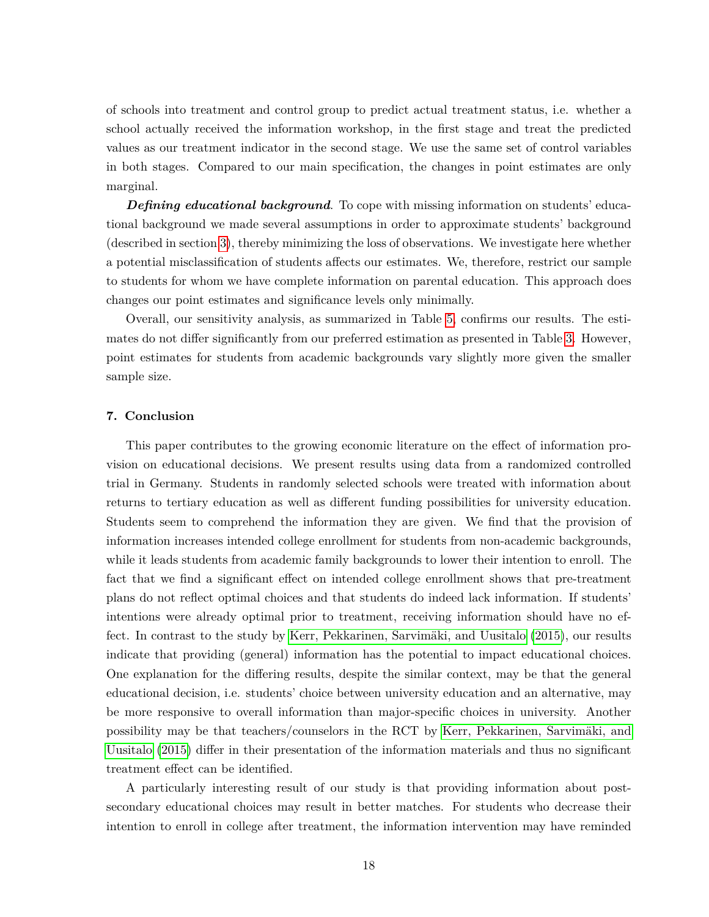of schools into treatment and control group to predict actual treatment status, i.e. whether a school actually received the information workshop, in the first stage and treat the predicted values as our treatment indicator in the second stage. We use the same set of control variables in both stages. Compared to our main specification, the changes in point estimates are only marginal.

***Defining educational background***. To cope with missing information on students' educational background we made several assumptions in order to approximate students' background (described in section 3), thereby minimizing the loss of observations. We investigate here whether a potential misclassification of students affects our estimates. We, therefore, restrict our sample to students for whom we have complete information on parental education. This approach does changes our point estimates and significance levels only minimally.

Overall, our sensitivity analysis, as summarized in Table 5, confirms our results. The estimates do not differ significantly from our preferred estimation as presented in Table 3. However, point estimates for students from academic backgrounds vary slightly more given the smaller sample size.

## 7. Conclusion

This paper contributes to the growing economic literature on the effect of information provision on educational decisions. We present results using data from a randomized controlled trial in Germany. Students in randomly selected schools were treated with information about returns to tertiary education as well as different funding possibilities for university education. Students seem to comprehend the information they are given. We find that the provision of information increases intended college enrollment for students from non-academic backgrounds, while it leads students from academic family backgrounds to lower their intention to enroll. The fact that we find a significant effect on intended college enrollment shows that pre-treatment plans do not reflect optimal choices and that students do indeed lack information. If students' intentions were already optimal prior to treatment, receiving information should have no effect. In contrast to the study by Kerr, Pekkarinen, Sarvimäki, and Uusitalo (2015), our results indicate that providing (general) information has the potential to impact educational choices. One explanation for the differing results, despite the similar context, may be that the general educational decision, i.e. students' choice between university education and an alternative, may be more responsive to overall information than major-specific choices in university. Another possibility may be that teachers/counselors in the RCT by Kerr, Pekkarinen, Sarvimäki, and Uusitalo (2015) differ in their presentation of the information materials and thus no significant treatment effect can be identified.

A particularly interesting result of our study is that providing information about post-secondary educational choices may result in better matches. For students who decrease their intention to enroll in college after treatment, the information intervention may have reminded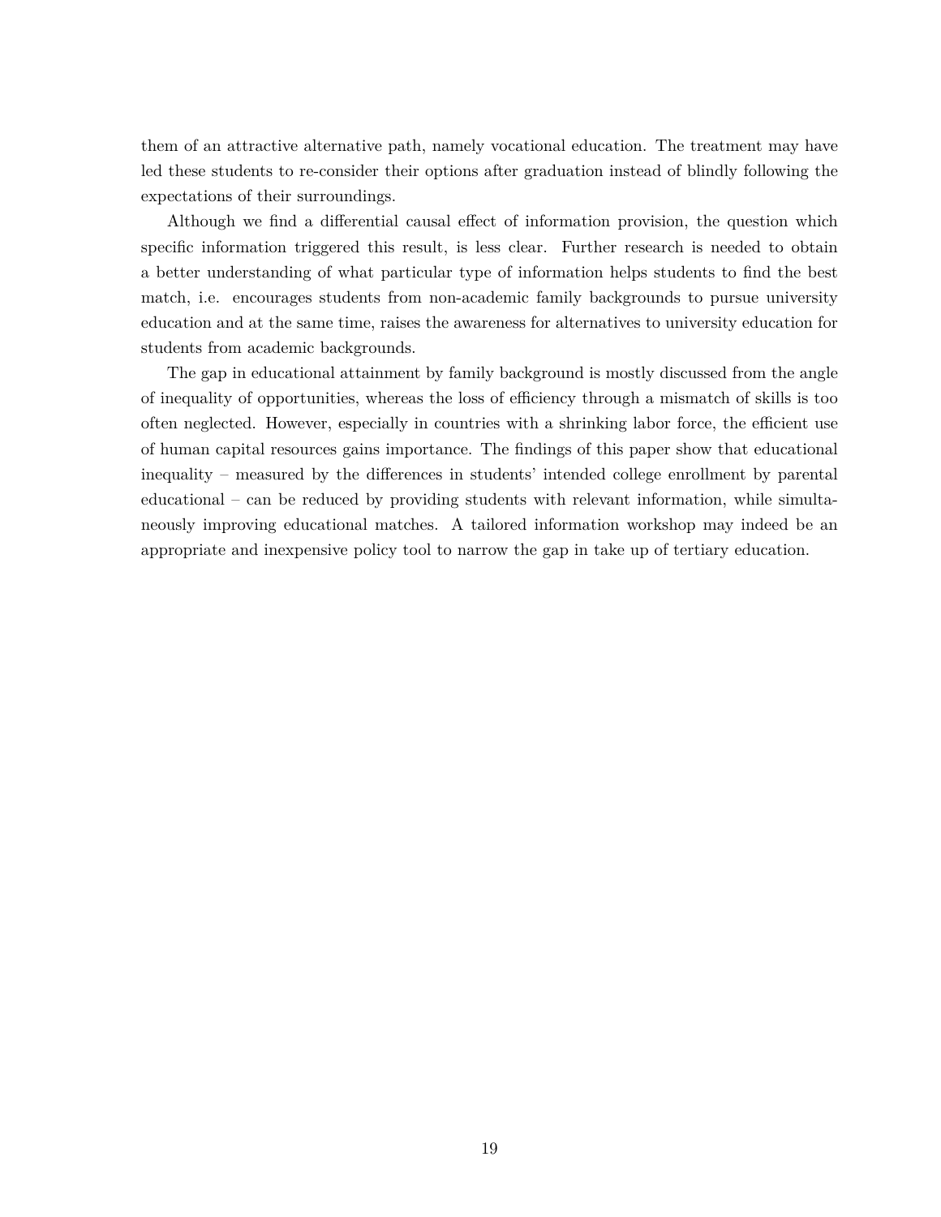them of an attractive alternative path, namely vocational education. The treatment may have led these students to re-consider their options after graduation instead of blindly following the expectations of their surroundings.

Although we find a differential causal effect of information provision, the question which specific information triggered this result, is less clear. Further research is needed to obtain a better understanding of what particular type of information helps students to find the best match, i.e. encourages students from non-academic family backgrounds to pursue university education and at the same time, raises the awareness for alternatives to university education for students from academic backgrounds.

The gap in educational attainment by family background is mostly discussed from the angle of inequality of opportunities, whereas the loss of efficiency through a mismatch of skills is too often neglected. However, especially in countries with a shrinking labor force, the efficient use of human capital resources gains importance. The findings of this paper show that educational inequality – measured by the differences in students' intended college enrollment by parental educational – can be reduced by providing students with relevant information, while simultaneously improving educational matches. A tailored information workshop may indeed be an appropriate and inexpensive policy tool to narrow the gap in take up of tertiary education.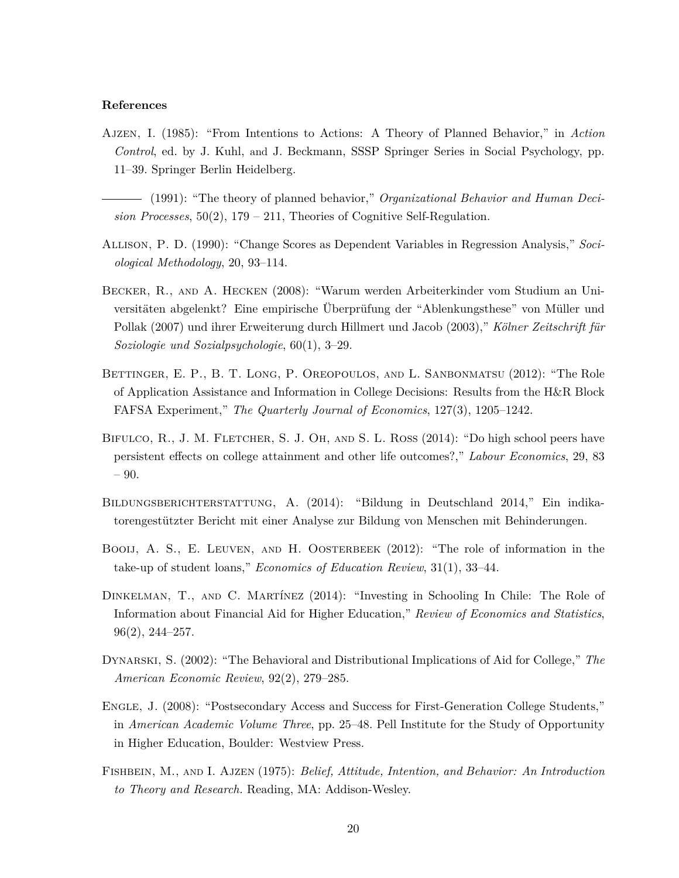**References**

Ajzen, I. (1985): "From Intentions to Actions: A Theory of Planned Behavior," in *Action Control*, ed. by J. Kuhl, and J. Beckmann, SSSP Springer Series in Social Psychology, pp. 11–39. Springer Berlin Heidelberg.

——— (1991): "The theory of planned behavior," *Organizational Behavior and Human Decision Processes*, 50(2), 179 – 211, Theories of Cognitive Self-Regulation.

Allison, P. D. (1990): "Change Scores as Dependent Variables in Regression Analysis," *Sociological Methodology*, 20, 93–114.

Becker, R., and A. Hecken (2008): "Warum werden Arbeiterkinder vom Studium an Universitäten abgelenkt? Eine empirische Überprüfung der "Ablenkungsthese" von Müller und Pollak (2007) und ihrer Erweiterung durch Hillmert und Jacob (2003)," *Kölner Zeitschrift für Soziologie und Sozialpsychologie*, 60(1), 3–29.

Bettinger, E. P., B. T. Long, P. Oreopoulos, and L. Sanbonmatsu (2012): "The Role of Application Assistance and Information in College Decisions: Results from the H&R Block FAFSA Experiment," *The Quarterly Journal of Economics*, 127(3), 1205–1242.

Bifulco, R., J. M. Fletcher, S. J. Oh, and S. L. Ross (2014): "Do high school peers have persistent effects on college attainment and other life outcomes?," *Labour Economics*, 29, 83 – 90.

Bildungsberichterstattung, A. (2014): "Bildung in Deutschland 2014," Ein indikatorengestützter Bericht mit einer Analyse zur Bildung von Menschen mit Behinderungen.

Booij, A. S., E. Leuven, and H. Oosterbeek (2012): "The role of information in the take-up of student loans," *Economics of Education Review*, 31(1), 33–44.

Dinkelman, T., and C. Martínez (2014): "Investing in Schooling In Chile: The Role of Information about Financial Aid for Higher Education," *Review of Economics and Statistics*, 96(2), 244–257.

Dynarski, S. (2002): "The Behavioral and Distributional Implications of Aid for College," *The American Economic Review*, 92(2), 279–285.

Engle, J. (2008): "Postsecondary Access and Success for First-Generation College Students," in *American Academic Volume Three*, pp. 25–48. Pell Institute for the Study of Opportunity in Higher Education, Boulder: Westview Press.

Fishbein, M., and I. Ajzen (1975): *Belief, Attitude, Intention, and Behavior: An Introduction to Theory and Research.* Reading, MA: Addison-Wesley.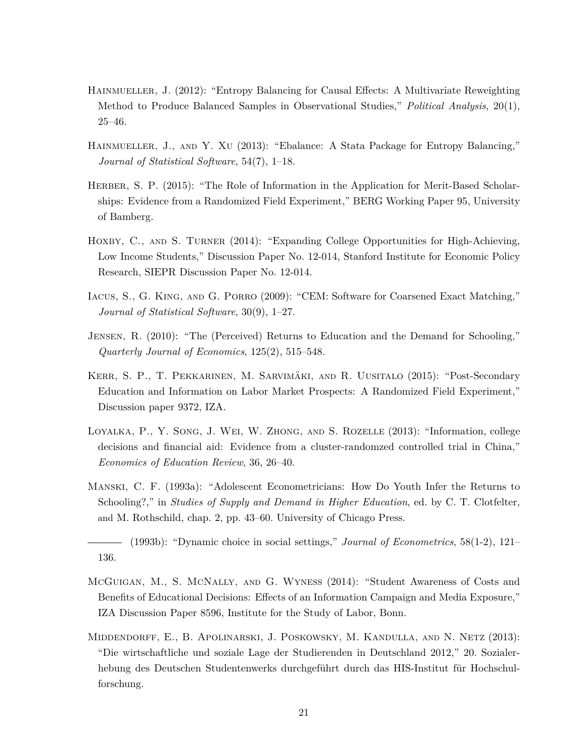Hainmueller, J. (2012): "Entropy Balancing for Causal Effects: A Multivariate Reweighting Method to Produce Balanced Samples in Observational Studies," *Political Analysis*, 20(1), 25–46.

Hainmueller, J., and Y. Xu (2013): "Ebalance: A Stata Package for Entropy Balancing," *Journal of Statistical Software*, 54(7), 1–18.

Herber, S. P. (2015): "The Role of Information in the Application for Merit-Based Scholarships: Evidence from a Randomized Field Experiment," BERG Working Paper 95, University of Bamberg.

Hoxby, C., and S. Turner (2014): "Expanding College Opportunities for High-Achieving, Low Income Students," Discussion Paper No. 12-014, Stanford Institute for Economic Policy Research, SIEPR Discussion Paper No. 12-014.

Iacus, S., G. King, and G. Porro (2009): "CEM: Software for Coarsened Exact Matching," *Journal of Statistical Software*, 30(9), 1–27.

Jensen, R. (2010): "The (Perceived) Returns to Education and the Demand for Schooling," *Quarterly Journal of Economics*, 125(2), 515–548.

Kerr, S. P., T. Pekkarinen, M. Sarvimäki, and R. Uusitalo (2015): "Post-Secondary Education and Information on Labor Market Prospects: A Randomized Field Experiment," Discussion paper 9372, IZA.

Loyalka, P., Y. Song, J. Wei, W. Zhong, and S. Rozelle (2013): "Information, college decisions and financial aid: Evidence from a cluster-randomzed controlled trial in China," *Economics of Education Review*, 36, 26–40.

Manski, C. F. (1993a): "Adolescent Econometricians: How Do Youth Infer the Returns to Schooling?," in *Studies of Supply and Demand in Higher Education*, ed. by C. T. Clotfelter, and M. Rothschild, chap. 2, pp. 43–60. University of Chicago Press.

——— (1993b): "Dynamic choice in social settings," *Journal of Econometrics*, 58(1-2), 121–136.

McGuigan, M., S. McNally, and G. Wyness (2014): "Student Awareness of Costs and Benefits of Educational Decisions: Effects of an Information Campaign and Media Exposure," IZA Discussion Paper 8596, Institute for the Study of Labor, Bonn.

Middendorff, E., B. Apolinarski, J. Poskowsky, M. Kandulla, and N. Netz (2013): "Die wirtschaftliche und soziale Lage der Studierenden in Deutschland 2012," 20. Sozialerhebung des Deutschen Studentenwerks durchgeführt durch das HIS-Institut für Hochschulforschung.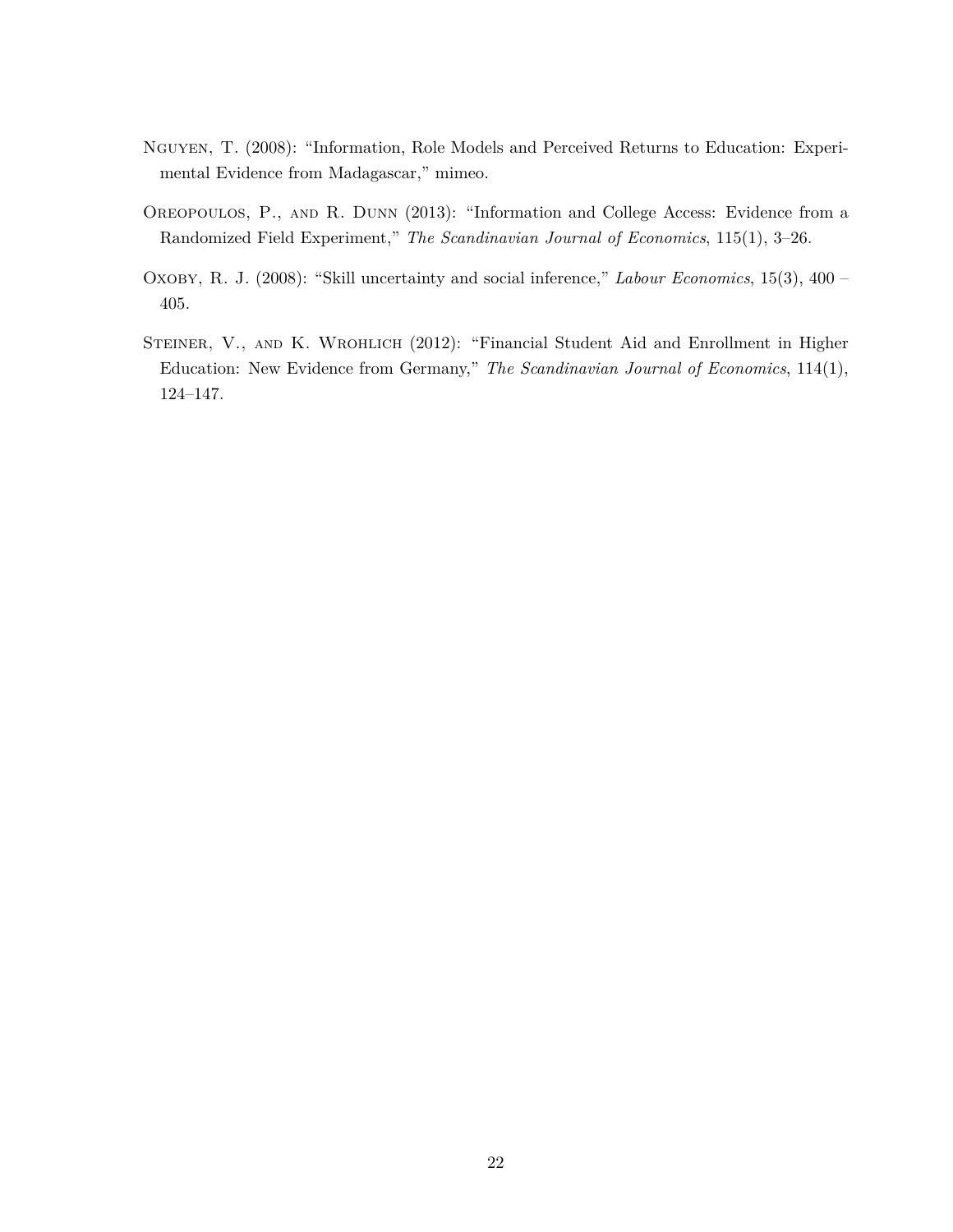Nguyen, T. (2008): "Information, Role Models and Perceived Returns to Education: Experimental Evidence from Madagascar," mimeo.

Oreopoulos, P., and R. Dunn (2013): "Information and College Access: Evidence from a Randomized Field Experiment," *The Scandinavian Journal of Economics*, 115(1), 3–26.

Oxoby, R. J. (2008): "Skill uncertainty and social inference," *Labour Economics*, 15(3), 400 – 405.

Steiner, V., and K. Wrohlich (2012): "Financial Student Aid and Enrollment in Higher Education: New Evidence from Germany," *The Scandinavian Journal of Economics*, 114(1), 124–147.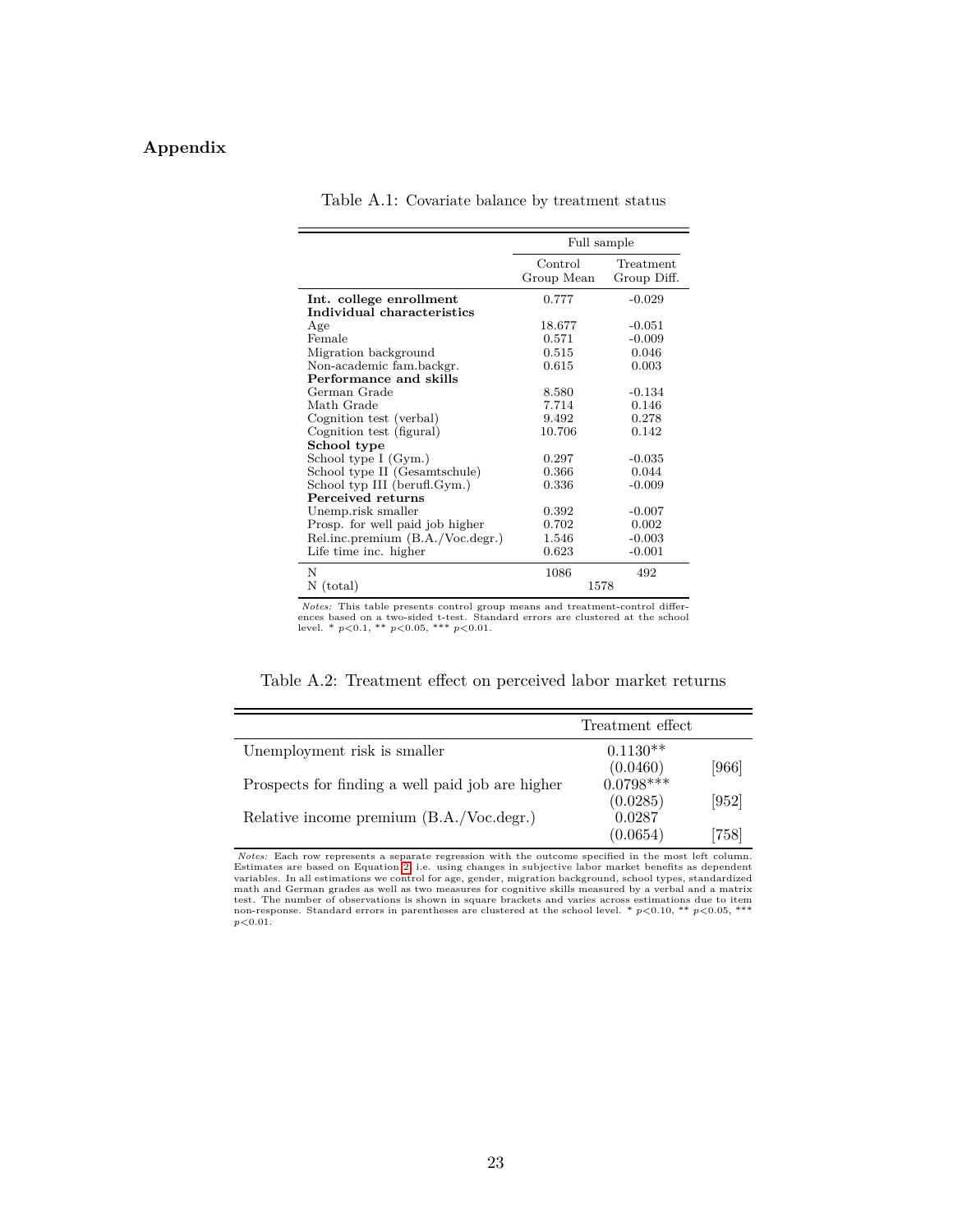## Appendix

Table A.1: Covariate balance by treatment status

| | Full sample | |
|---|---|---|
| | Control Group Mean | Treatment Group Diff. |
| **Int. college enrollment** | 0.777 | -0.029 |
| **Individual characteristics** | | |
| Age | 18.677 | -0.051 |
| Female | 0.571 | -0.009 |
| Migration background | 0.515 | 0.046 |
| Non-academic fam.backgr. | 0.615 | 0.003 |
| **Performance and skills** | | |
| German Grade | 8.580 | -0.134 |
| Math Grade | 7.714 | 0.146 |
| Cognition test (verbal) | 9.492 | 0.278 |
| Cognition test (figural) | 10.706 | 0.142 |
| **School type** | | |
| School type I (Gym.) | 0.297 | -0.035 |
| School type II (Gesamtschule) | 0.366 | 0.044 |
| School typ III (berufl.Gym.) | 0.336 | -0.009 |
| **Perceived returns** | | |
| Unemp.risk smaller | 0.392 | -0.007 |
| Prosp. for well paid job higher | 0.702 | 0.002 |
| Rel.inc.premium (B.A./Voc.degr.) | 1.546 | -0.003 |
| Life time inc. higher | 0.623 | -0.001 |
| N | 1086 | 492 |
| N (total) | 1578 | |

*Notes:* This table presents control group means and treatment-control differences based on a two-sided t-test. Standard errors are clustered at the school level. * $p<0.1$, ** $p<0.05$, *** $p<0.01$.

Table A.2: Treatment effect on perceived labor market returns

| | Treatment effect | |
|---|---|---|
| Unemployment risk is smaller | 0.1130** | |
| | (0.0460) | [966] |
| Prospects for finding a well paid job are higher | 0.0798*** | |
| | (0.0285) | [952] |
| Relative income premium (B.A./Voc.degr.) | 0.0287 | |
| | (0.0654) | [758] |

*Notes:* Each row represents a separate regression with the outcome specified in the most left column. Estimates are based on Equation 2, i.e. using changes in subjective labor market benefits as dependent variables. In all estimations we control for age, gender, migration background, school types, standardized math and German grades as well as two measures for cognitive skills measured by a verbal and a matrix test. The number of observations is shown in square brackets and varies across estimations due to item non-response. Standard errors in parentheses are clustered at the school level. * $p<0.10$, ** $p<0.05$, *** $p<0.01$.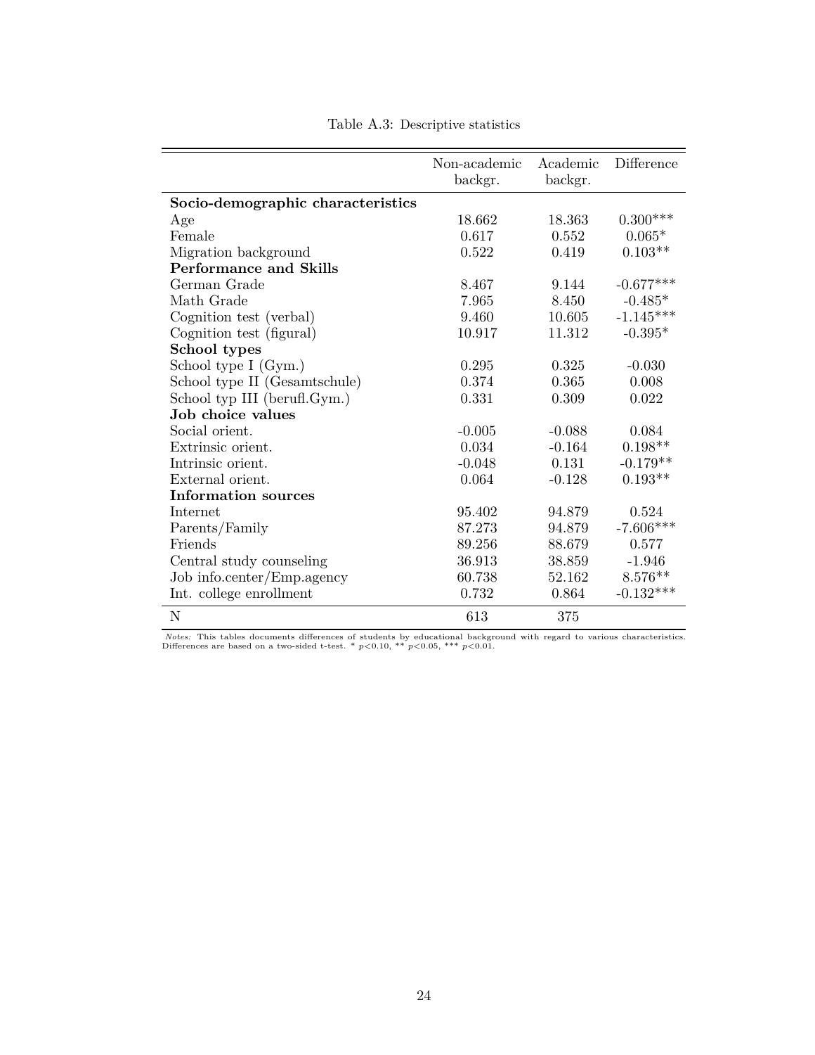Table A.3: Descriptive statistics

| | Non-academic backgr. | Academic backgr. | Difference |
|---|---|---|---|
| **Socio-demographic characteristics** | | | |
| Age | 18.662 | 18.363 | 0.300*** |
| Female | 0.617 | 0.552 | 0.065* |
| Migration background | 0.522 | 0.419 | 0.103** |
| **Performance and Skills** | | | |
| German Grade | 8.467 | 9.144 | -0.677*** |
| Math Grade | 7.965 | 8.450 | -0.485* |
| Cognition test (verbal) | 9.460 | 10.605 | -1.145*** |
| Cognition test (figural) | 10.917 | 11.312 | -0.395* |
| **School types** | | | |
| School type I (Gym.) | 0.295 | 0.325 | -0.030 |
| School type II (Gesamtschule) | 0.374 | 0.365 | 0.008 |
| School typ III (berufl.Gym.) | 0.331 | 0.309 | 0.022 |
| **Job choice values** | | | |
| Social orient. | -0.005 | -0.088 | 0.084 |
| Extrinsic orient. | 0.034 | -0.164 | 0.198** |
| Intrinsic orient. | -0.048 | 0.131 | -0.179** |
| External orient. | 0.064 | -0.128 | 0.193** |
| **Information sources** | | | |
| Internet | 95.402 | 94.879 | 0.524 |
| Parents/Family | 87.273 | 94.879 | -7.606*** |
| Friends | 89.256 | 88.679 | 0.577 |
| Central study counseling | 36.913 | 38.859 | -1.946 |
| Job info.center/Emp.agency | 60.738 | 52.162 | 8.576** |
| Int. college enrollment | 0.732 | 0.864 | -0.132*** |
| N | 613 | 375 | |

*Notes:* This tables documents differences of students by educational background with regard to various characteristics. Differences are based on a two-sided t-test. * $p<0.10$, ** $p<0.05$, *** $p<0.01$.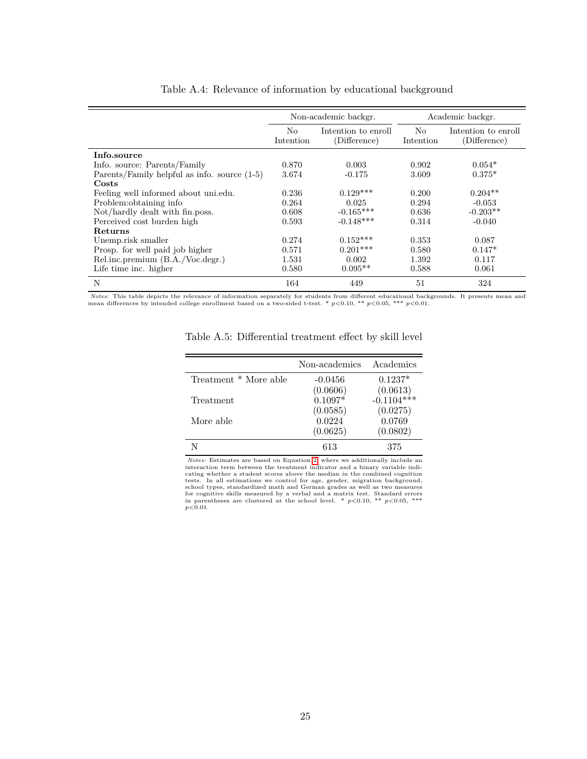Table A.4: Relevance of information by educational background

| | Non-academic backgr. | | Academic backgr. | |
|---|---|---|---|---|
| | No Intention | Intention to enroll (Difference) | No Intention | Intention to enroll (Difference) |
| **Info.source** | | | | |
| Info. source: Parents/Family | 0.870 | 0.003 | 0.902 | 0.054* |
| Parents/Family helpful as info. source (1-5) | 3.674 | -0.175 | 3.609 | 0.375* |
| **Costs** | | | | |
| Feeling well informed about uni.edu. | 0.236 | 0.129*** | 0.200 | 0.204** |
| Problem:obtaining info | 0.264 | 0.025 | 0.294 | -0.053 |
| Not/hardly dealt with fin.poss. | 0.608 | -0.165*** | 0.636 | -0.203** |
| Perceived cost burden high | 0.593 | -0.148*** | 0.314 | -0.040 |
| **Returns** | | | | |
| Unemp.risk smaller | 0.274 | 0.152*** | 0.353 | 0.087 |
| Prosp. for well paid job higher | 0.571 | 0.201*** | 0.580 | 0.147* |
| Rel.inc.premium (B.A./Voc.degr.) | 1.531 | 0.002 | 1.392 | 0.117 |
| Life time inc. higher | 0.580 | 0.095** | 0.588 | 0.061 |
| N | 164 | 449 | 51 | 324 |

*Notes:* This table depicts the relevance of information separately for students from different educational backgrounds. It presents mean and mean differences by intended college enrollment based on a two-sided t-test. * $p<0.10$, ** $p<0.05$, *** $p<0.01$.

Table A.5: Differential treatment effect by skill level

| | Non-academics | Academics |
|---|---|---|
| Treatment * More able | -0.0456 | 0.1237* |
| | (0.0606) | (0.0613) |
| Treatment | 0.1097* | -0.1104*** |
| | (0.0585) | (0.0275) |
| More able | 0.0224 | 0.0769 |
| | (0.0625) | (0.0802) |
| N | 613 | 375 |

*Notes:* Estimates are based on Equation 2, where we additionally include an interaction term between the treatment indicator and a binary variable indicating whether a student scores above the median in the combined cognition tests. In all estimations we control for age, gender, migration background, school types, standardized math and German grades as well as two measures for cognitive skills measured by a verbal and a matrix test. Standard errors in parentheses are clustered at the school level. * $p<0.10$, ** $p<0.05$, *** $p<0.01$.